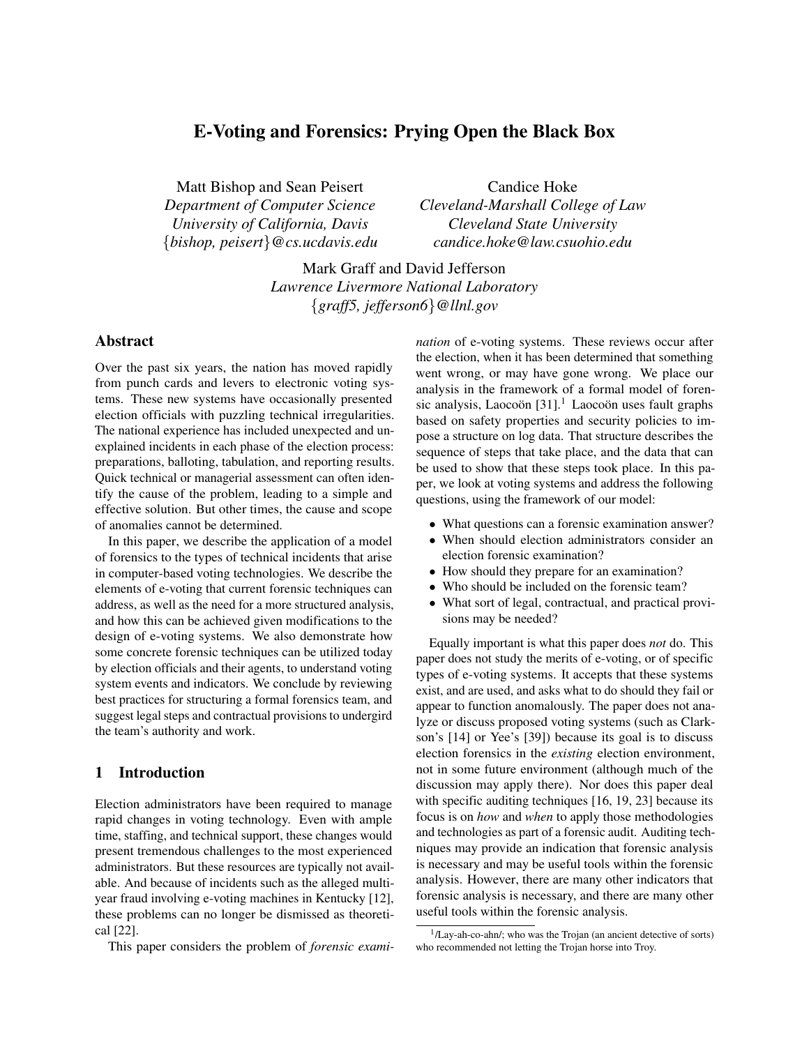# E-Voting and Forensics: Prying Open the Black Box

Matt Bishop and Sean Peisert
*Department of Computer Science*
*University of California, Davis*
*{bishop, peisert}@cs.ucdavis.edu*

Candice Hoke
*Cleveland-Marshall College of Law*
*Cleveland State University*
*candice.hoke@law.csuohio.edu*

Mark Graff and David Jefferson
*Lawrence Livermore National Laboratory*
*{graff5, jefferson6}@llnl.gov*

## Abstract

Over the past six years, the nation has moved rapidly from punch cards and levers to electronic voting systems. These new systems have occasionally presented election officials with puzzling technical irregularities. The national experience has included unexpected and unexplained incidents in each phase of the election process: preparations, balloting, tabulation, and reporting results. Quick technical or managerial assessment can often identify the cause of the problem, leading to a simple and effective solution. But other times, the cause and scope of anomalies cannot be determined.

In this paper, we describe the application of a model of forensics to the types of technical incidents that arise in computer-based voting technologies. We describe the elements of e-voting that current forensic techniques can address, as well as the need for a more structured analysis, and how this can be achieved given modifications to the design of e-voting systems. We also demonstrate how some concrete forensic techniques can be utilized today by election officials and their agents, to understand voting system events and indicators. We conclude by reviewing best practices for structuring a formal forensics team, and suggest legal steps and contractual provisions to undergird the team's authority and work.

## 1 Introduction

Election administrators have been required to manage rapid changes in voting technology. Even with ample time, staffing, and technical support, these changes would present tremendous challenges to the most experienced administrators. But these resources are typically not available. And because of incidents such as the alleged multi-year fraud involving e-voting machines in Kentucky [12], these problems can no longer be dismissed as theoretical [22].

This paper considers the problem of *forensic examination* of e-voting systems. These reviews occur after the election, when it has been determined that something went wrong, or may have gone wrong. We place our analysis in the framework of a formal model of forensic analysis, Laocoön [31].[1] Laocoön uses fault graphs based on safety properties and security policies to impose a structure on log data. That structure describes the sequence of steps that take place, and the data that can be used to show that these steps took place. In this paper, we look at voting systems and address the following questions, using the framework of our model:

- What questions can a forensic examination answer?
- When should election administrators consider an election forensic examination?
- How should they prepare for an examination?
- Who should be included on the forensic team?
- What sort of legal, contractual, and practical provisions may be needed?

Equally important is what this paper does *not* do. This paper does not study the merits of e-voting, or of specific types of e-voting systems. It accepts that these systems exist, and are used, and asks what to do should they fail or appear to function anomalously. The paper does not analyze or discuss proposed voting systems (such as Clarkson's [14] or Yee's [39]) because its goal is to discuss election forensics in the *existing* election environment, not in some future environment (although much of the discussion may apply there). Nor does this paper deal with specific auditing techniques [16, 19, 23] because its focus is on *how* and *when* to apply those methodologies and technologies as part of a forensic audit. Auditing techniques may provide an indication that forensic analysis is necessary and may be useful tools within the forensic analysis. However, there are many other indicators that forensic analysis is necessary, and there are many other useful tools within the forensic analysis.

[1] /Lay-ah-co-ahn/; who was the Trojan (an ancient detective of sorts) who recommended not letting the Trojan horse into Troy.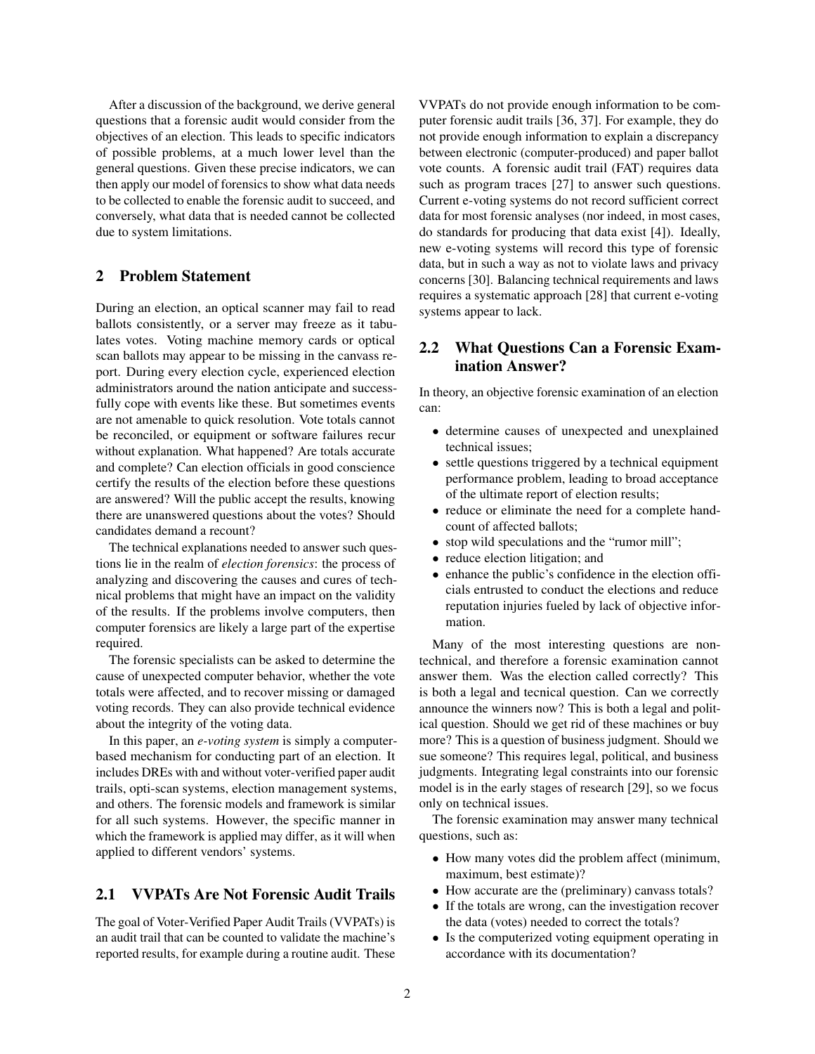After a discussion of the background, we derive general questions that a forensic audit would consider from the objectives of an election. This leads to specific indicators of possible problems, at a much lower level than the general questions. Given these precise indicators, we can then apply our model of forensics to show what data needs to be collected to enable the forensic audit to succeed, and conversely, what data that is needed cannot be collected due to system limitations.

## 2 Problem Statement

During an election, an optical scanner may fail to read ballots consistently, or a server may freeze as it tabulates votes. Voting machine memory cards or optical scan ballots may appear to be missing in the canvass report. During every election cycle, experienced election administrators around the nation anticipate and successfully cope with events like these. But sometimes events are not amenable to quick resolution. Vote totals cannot be reconciled, or equipment or software failures recur without explanation. What happened? Are totals accurate and complete? Can election officials in good conscience certify the results of the election before these questions are answered? Will the public accept the results, knowing there are unanswered questions about the votes? Should candidates demand a recount?

The technical explanations needed to answer such questions lie in the realm of *election forensics*: the process of analyzing and discovering the causes and cures of technical problems that might have an impact on the validity of the results. If the problems involve computers, then computer forensics are likely a large part of the expertise required.

The forensic specialists can be asked to determine the cause of unexpected computer behavior, whether the vote totals were affected, and to recover missing or damaged voting records. They can also provide technical evidence about the integrity of the voting data.

In this paper, an *e-voting system* is simply a computer-based mechanism for conducting part of an election. It includes DREs with and without voter-verified paper audit trails, opti-scan systems, election management systems, and others. The forensic models and framework is similar for all such systems. However, the specific manner in which the framework is applied may differ, as it will when applied to different vendors' systems.

### 2.1 VVPATs Are Not Forensic Audit Trails

The goal of Voter-Verified Paper Audit Trails (VVPATs) is an audit trail that can be counted to validate the machine's reported results, for example during a routine audit. These VVPATs do not provide enough information to be computer forensic audit trails [36, 37]. For example, they do not provide enough information to explain a discrepancy between electronic (computer-produced) and paper ballot vote counts. A forensic audit trail (FAT) requires data such as program traces [27] to answer such questions. Current e-voting systems do not record sufficient correct data for most forensic analyses (nor indeed, in most cases, do standards for producing that data exist [4]). Ideally, new e-voting systems will record this type of forensic data, but in such a way as not to violate laws and privacy concerns [30]. Balancing technical requirements and laws requires a systematic approach [28] that current e-voting systems appear to lack.

### 2.2 What Questions Can a Forensic Examination Answer?

In theory, an objective forensic examination of an election can:

- determine causes of unexpected and unexplained technical issues;
- settle questions triggered by a technical equipment performance problem, leading to broad acceptance of the ultimate report of election results;
- reduce or eliminate the need for a complete hand-count of affected ballots;
- stop wild speculations and the "rumor mill";
- reduce election litigation; and
- enhance the public's confidence in the election officials entrusted to conduct the elections and reduce reputation injuries fueled by lack of objective information.

Many of the most interesting questions are non-technical, and therefore a forensic examination cannot answer them. Was the election called correctly? This is both a legal and tecnical question. Can we correctly announce the winners now? This is both a legal and political question. Should we get rid of these machines or buy more? This is a question of business judgment. Should we sue someone? This requires legal, political, and business judgments. Integrating legal constraints into our forensic model is in the early stages of research [29], so we focus only on technical issues.

The forensic examination may answer many technical questions, such as:

- How many votes did the problem affect (minimum, maximum, best estimate)?
- How accurate are the (preliminary) canvass totals?
- If the totals are wrong, can the investigation recover the data (votes) needed to correct the totals?
- Is the computerized voting equipment operating in accordance with its documentation?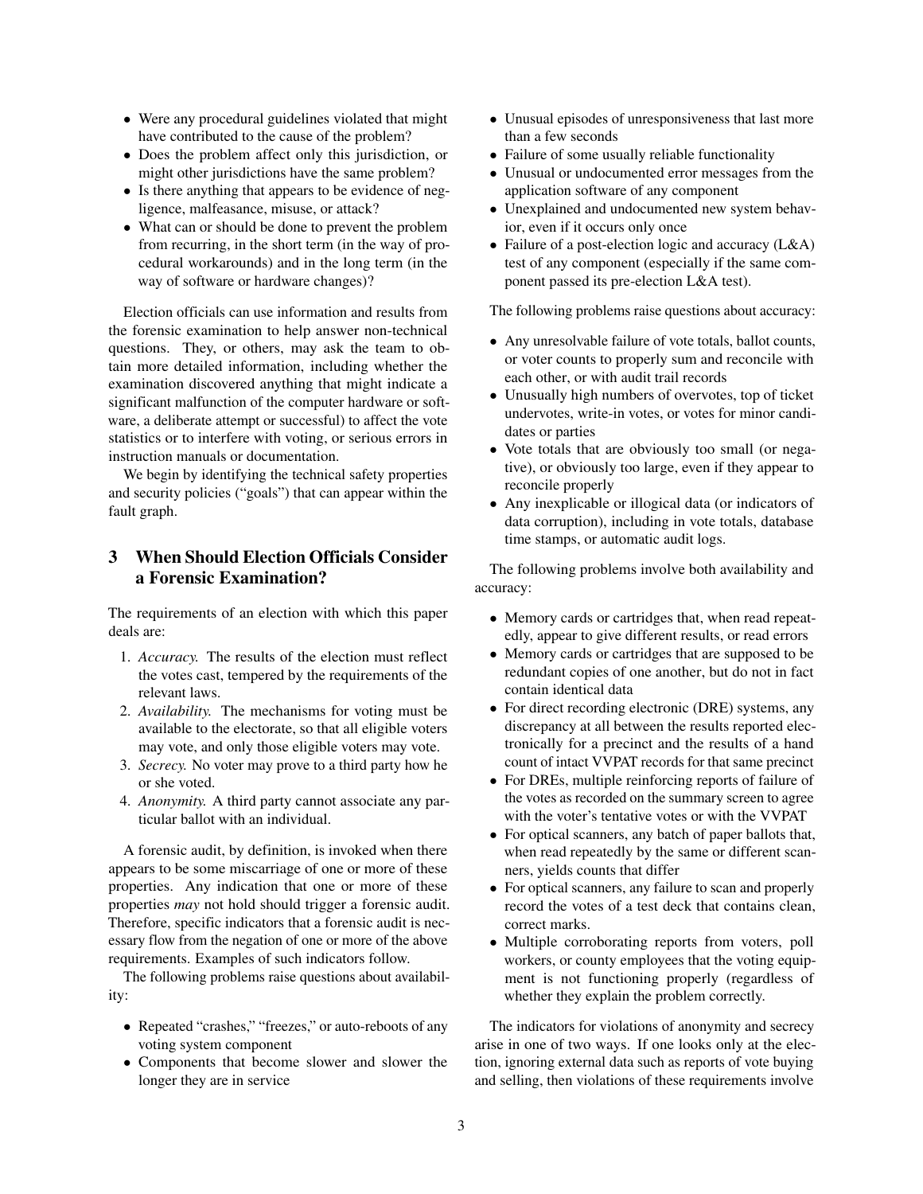- Were any procedural guidelines violated that might have contributed to the cause of the problem?
- Does the problem affect only this jurisdiction, or might other jurisdictions have the same problem?
- Is there anything that appears to be evidence of negligence, malfeasance, misuse, or attack?
- What can or should be done to prevent the problem from recurring, in the short term (in the way of procedural workarounds) and in the long term (in the way of software or hardware changes)?

Election officials can use information and results from the forensic examination to help answer non-technical questions. They, or others, may ask the team to obtain more detailed information, including whether the examination discovered anything that might indicate a significant malfunction of the computer hardware or software, a deliberate attempt or successful) to affect the vote statistics or to interfere with voting, or serious errors in instruction manuals or documentation.

We begin by identifying the technical safety properties and security policies ("goals") that can appear within the fault graph.

## 3 When Should Election Officials Consider a Forensic Examination?

The requirements of an election with which this paper deals are:

1. *Accuracy.* The results of the election must reflect the votes cast, tempered by the requirements of the relevant laws.
2. *Availability.* The mechanisms for voting must be available to the electorate, so that all eligible voters may vote, and only those eligible voters may vote.
3. *Secrecy.* No voter may prove to a third party how he or she voted.
4. *Anonymity.* A third party cannot associate any particular ballot with an individual.

A forensic audit, by definition, is invoked when there appears to be some miscarriage of one or more of these properties. Any indication that one or more of these properties *may* not hold should trigger a forensic audit. Therefore, specific indicators that a forensic audit is necessary flow from the negation of one or more of the above requirements. Examples of such indicators follow.

The following problems raise questions about availability:

- Repeated "crashes," "freezes," or auto-reboots of any voting system component
- Components that become slower and slower the longer they are in service
- Unusual episodes of unresponsiveness that last more than a few seconds
- Failure of some usually reliable functionality
- Unusual or undocumented error messages from the application software of any component
- Unexplained and undocumented new system behavior, even if it occurs only once
- Failure of a post-election logic and accuracy (L&A) test of any component (especially if the same component passed its pre-election L&A test).

The following problems raise questions about accuracy:

- Any unresolvable failure of vote totals, ballot counts, or voter counts to properly sum and reconcile with each other, or with audit trail records
- Unusually high numbers of overvotes, top of ticket undervotes, write-in votes, or votes for minor candidates or parties
- Vote totals that are obviously too small (or negative), or obviously too large, even if they appear to reconcile properly
- Any inexplicable or illogical data (or indicators of data corruption), including in vote totals, database time stamps, or automatic audit logs.

The following problems involve both availability and accuracy:

- Memory cards or cartridges that, when read repeatedly, appear to give different results, or read errors
- Memory cards or cartridges that are supposed to be redundant copies of one another, but do not in fact contain identical data
- For direct recording electronic (DRE) systems, any discrepancy at all between the results reported electronically for a precinct and the results of a hand count of intact VVPAT records for that same precinct
- For DREs, multiple reinforcing reports of failure of the votes as recorded on the summary screen to agree with the voter's tentative votes or with the VVPAT
- For optical scanners, any batch of paper ballots that, when read repeatedly by the same or different scanners, yields counts that differ
- For optical scanners, any failure to scan and properly record the votes of a test deck that contains clean, correct marks.
- Multiple corroborating reports from voters, poll workers, or county employees that the voting equipment is not functioning properly (regardless of whether they explain the problem correctly.

The indicators for violations of anonymity and secrecy arise in one of two ways. If one looks only at the election, ignoring external data such as reports of vote buying and selling, then violations of these requirements involve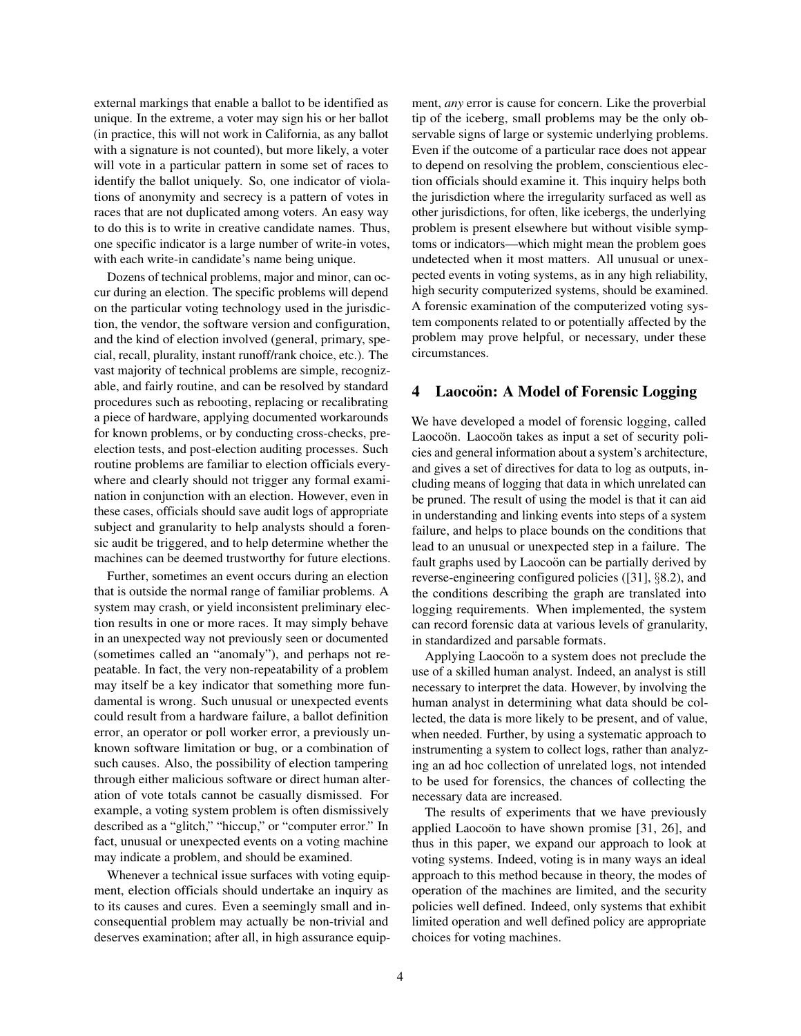external markings that enable a ballot to be identified as unique. In the extreme, a voter may sign his or her ballot (in practice, this will not work in California, as any ballot with a signature is not counted), but more likely, a voter will vote in a particular pattern in some set of races to identify the ballot uniquely. So, one indicator of violations of anonymity and secrecy is a pattern of votes in races that are not duplicated among voters. An easy way to do this is to write in creative candidate names. Thus, one specific indicator is a large number of write-in votes, with each write-in candidate's name being unique.

Dozens of technical problems, major and minor, can occur during an election. The specific problems will depend on the particular voting technology used in the jurisdiction, the vendor, the software version and configuration, and the kind of election involved (general, primary, special, recall, plurality, instant runoff/rank choice, etc.). The vast majority of technical problems are simple, recognizable, and fairly routine, and can be resolved by standard procedures such as rebooting, replacing or recalibrating a piece of hardware, applying documented workarounds for known problems, or by conducting cross-checks, pre-election tests, and post-election auditing processes. Such routine problems are familiar to election officials everywhere and clearly should not trigger any formal examination in conjunction with an election. However, even in these cases, officials should save audit logs of appropriate subject and granularity to help analysts should a forensic audit be triggered, and to help determine whether the machines can be deemed trustworthy for future elections.

Further, sometimes an event occurs during an election that is outside the normal range of familiar problems. A system may crash, or yield inconsistent preliminary election results in one or more races. It may simply behave in an unexpected way not previously seen or documented (sometimes called an "anomaly"), and perhaps not repeatable. In fact, the very non-repeatability of a problem may itself be a key indicator that something more fundamental is wrong. Such unusual or unexpected events could result from a hardware failure, a ballot definition error, an operator or poll worker error, a previously unknown software limitation or bug, or a combination of such causes. Also, the possibility of election tampering through either malicious software or direct human alteration of vote totals cannot be casually dismissed. For example, a voting system problem is often dismissively described as a "glitch," "hiccup," or "computer error." In fact, unusual or unexpected events on a voting machine may indicate a problem, and should be examined.

Whenever a technical issue surfaces with voting equipment, election officials should undertake an inquiry as to its causes and cures. Even a seemingly small and inconsequential problem may actually be non-trivial and deserves examination; after all, in high assurance equipment, *any* error is cause for concern. Like the proverbial tip of the iceberg, small problems may be the only observable signs of large or systemic underlying problems. Even if the outcome of a particular race does not appear to depend on resolving the problem, conscientious election officials should examine it. This inquiry helps both the jurisdiction where the irregularity surfaced as well as other jurisdictions, for often, like icebergs, the underlying problem is present elsewhere but without visible symptoms or indicators—which might mean the problem goes undetected when it most matters. All unusual or unexpected events in voting systems, as in any high reliability, high security computerized systems, should be examined. A forensic examination of the computerized voting system components related to or potentially affected by the problem may prove helpful, or necessary, under these circumstances.

## 4 Laocoön: A Model of Forensic Logging

We have developed a model of forensic logging, called Laocoön. Laocoön takes as input a set of security policies and general information about a system's architecture, and gives a set of directives for data to log as outputs, including means of logging that data in which unrelated can be pruned. The result of using the model is that it can aid in understanding and linking events into steps of a system failure, and helps to place bounds on the conditions that lead to an unusual or unexpected step in a failure. The fault graphs used by Laocoön can be partially derived by reverse-engineering configured policies ([31], §8.2), and the conditions describing the graph are translated into logging requirements. When implemented, the system can record forensic data at various levels of granularity, in standardized and parsable formats.

Applying Laocoön to a system does not preclude the use of a skilled human analyst. Indeed, an analyst is still necessary to interpret the data. However, by involving the human analyst in determining what data should be collected, the data is more likely to be present, and of value, when needed. Further, by using a systematic approach to instrumenting a system to collect logs, rather than analyzing an ad hoc collection of unrelated logs, not intended to be used for forensics, the chances of collecting the necessary data are increased.

The results of experiments that we have previously applied Laocoön to have shown promise [31, 26], and thus in this paper, we expand our approach to look at voting systems. Indeed, voting is in many ways an ideal approach to this method because in theory, the modes of operation of the machines are limited, and the security policies well defined. Indeed, only systems that exhibit limited operation and well defined policy are appropriate choices for voting machines.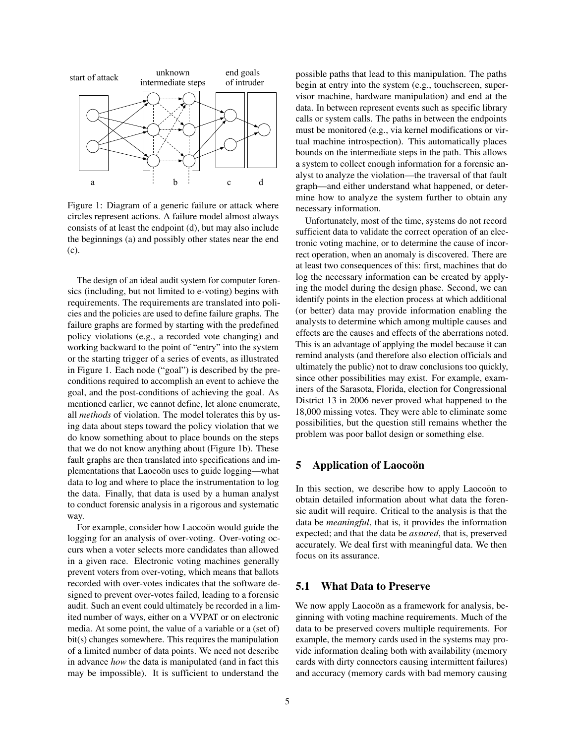Figure 1: Diagram of a generic failure or attack where circles represent actions. A failure model almost always consists of at least the endpoint (d), but may also include the beginnings (a) and possibly other states near the end (c).

The design of an ideal audit system for computer forensics (including, but not limited to e-voting) begins with requirements. The requirements are translated into policies and the policies are used to define failure graphs. The failure graphs are formed by starting with the predefined policy violations (e.g., a recorded vote changing) and working backward to the point of "entry" into the system or the starting trigger of a series of events, as illustrated in Figure 1. Each node ("goal") is described by the preconditions required to accomplish an event to achieve the goal, and the post-conditions of achieving the goal. As mentioned earlier, we cannot define, let alone enumerate, all *methods* of violation. The model tolerates this by using data about steps toward the policy violation that we do know something about to place bounds on the steps that we do not know anything about (Figure 1b). These fault graphs are then translated into specifications and implementations that Laocoön uses to guide logging—what data to log and where to place the instrumentation to log the data. Finally, that data is used by a human analyst to conduct forensic analysis in a rigorous and systematic way.

For example, consider how Laocoön would guide the logging for an analysis of over-voting. Over-voting occurs when a voter selects more candidates than allowed in a given race. Electronic voting machines generally prevent voters from over-voting, which means that ballots recorded with over-votes indicates that the software designed to prevent over-votes failed, leading to a forensic audit. Such an event could ultimately be recorded in a limited number of ways, either on a VVPAT or on electronic media. At some point, the value of a variable or a (set of) bit(s) changes somewhere. This requires the manipulation of a limited number of data points. We need not describe in advance *how* the data is manipulated (and in fact this may be impossible). It is sufficient to understand the possible paths that lead to this manipulation. The paths begin at entry into the system (e.g., touchscreen, supervisor machine, hardware manipulation) and end at the data. In between represent events such as specific library calls or system calls. The paths in between the endpoints must be monitored (e.g., via kernel modifications or virtual machine introspection). This automatically places bounds on the intermediate steps in the path. This allows a system to collect enough information for a forensic analyst to analyze the violation—the traversal of that fault graph—and either understand what happened, or determine how to analyze the system further to obtain any necessary information.

Unfortunately, most of the time, systems do not record sufficient data to validate the correct operation of an electronic voting machine, or to determine the cause of incorrect operation, when an anomaly is discovered. There are at least two consequences of this: first, machines that do log the necessary information can be created by applying the model during the design phase. Second, we can identify points in the election process at which additional (or better) data may provide information enabling the analysts to determine which among multiple causes and effects are the causes and effects of the aberrations noted. This is an advantage of applying the model because it can remind analysts (and therefore also election officials and ultimately the public) not to draw conclusions too quickly, since other possibilities may exist. For example, examiners of the Sarasota, Florida, election for Congressional District 13 in 2006 never proved what happened to the 18,000 missing votes. They were able to eliminate some possibilities, but the question still remains whether the problem was poor ballot design or something else.

## 5 Application of Laocoön

In this section, we describe how to apply Laocoön to obtain detailed information about what data the forensic audit will require. Critical to the analysis is that the data be *meaningful*, that is, it provides the information expected; and that the data be *assured*, that is, preserved accurately. We deal first with meaningful data. We then focus on its assurance.

### 5.1 What Data to Preserve

We now apply Laocoön as a framework for analysis, beginning with voting machine requirements. Much of the data to be preserved covers multiple requirements. For example, the memory cards used in the systems may provide information dealing both with availability (memory cards with dirty connectors causing intermittent failures) and accuracy (memory cards with bad memory causing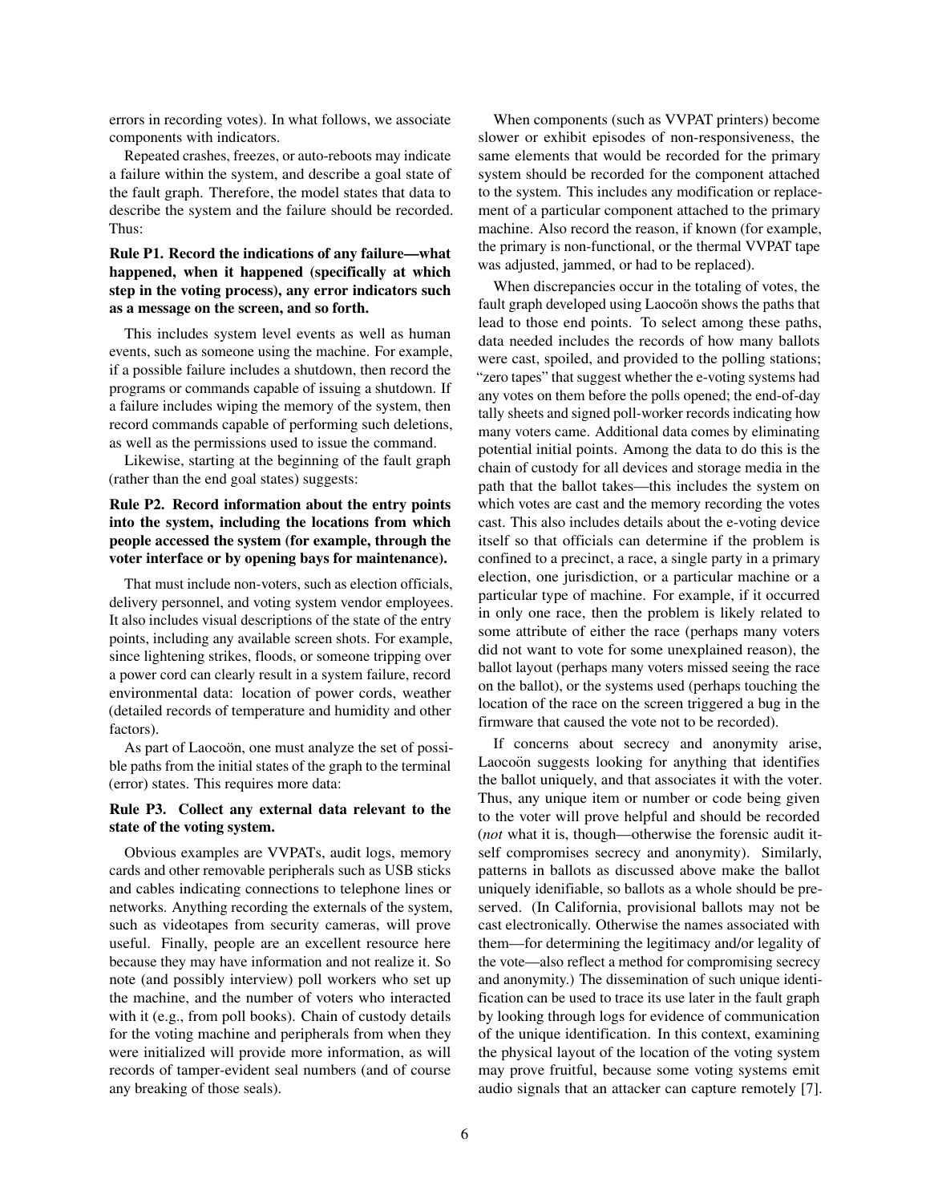errors in recording votes). In what follows, we associate components with indicators.

Repeated crashes, freezes, or auto-reboots may indicate a failure within the system, and describe a goal state of the fault graph. Therefore, the model states that data to describe the system and the failure should be recorded. Thus:

**Rule P1. Record the indications of any failure—what happened, when it happened (specifically at which step in the voting process), any error indicators such as a message on the screen, and so forth.**

This includes system level events as well as human events, such as someone using the machine. For example, if a possible failure includes a shutdown, then record the programs or commands capable of issuing a shutdown. If a failure includes wiping the memory of the system, then record commands capable of performing such deletions, as well as the permissions used to issue the command.

Likewise, starting at the beginning of the fault graph (rather than the end goal states) suggests:

**Rule P2. Record information about the entry points into the system, including the locations from which people accessed the system (for example, through the voter interface or by opening bays for maintenance).**

That must include non-voters, such as election officials, delivery personnel, and voting system vendor employees. It also includes visual descriptions of the state of the entry points, including any available screen shots. For example, since lightening strikes, floods, or someone tripping over a power cord can clearly result in a system failure, record environmental data: location of power cords, weather (detailed records of temperature and humidity and other factors).

As part of Laocoön, one must analyze the set of possible paths from the initial states of the graph to the terminal (error) states. This requires more data:

**Rule P3. Collect any external data relevant to the state of the voting system.**

Obvious examples are VVPATs, audit logs, memory cards and other removable peripherals such as USB sticks and cables indicating connections to telephone lines or networks. Anything recording the externals of the system, such as videotapes from security cameras, will prove useful. Finally, people are an excellent resource here because they may have information and not realize it. So note (and possibly interview) poll workers who set up the machine, and the number of voters who interacted with it (e.g., from poll books). Chain of custody details for the voting machine and peripherals from when they were initialized will provide more information, as will records of tamper-evident seal numbers (and of course any breaking of those seals).

When components (such as VVPAT printers) become slower or exhibit episodes of non-responsiveness, the same elements that would be recorded for the primary system should be recorded for the component attached to the system. This includes any modification or replacement of a particular component attached to the primary machine. Also record the reason, if known (for example, the primary is non-functional, or the thermal VVPAT tape was adjusted, jammed, or had to be replaced).

When discrepancies occur in the totaling of votes, the fault graph developed using Laocoön shows the paths that lead to those end points. To select among these paths, data needed includes the records of how many ballots were cast, spoiled, and provided to the polling stations; "zero tapes" that suggest whether the e-voting systems had any votes on them before the polls opened; the end-of-day tally sheets and signed poll-worker records indicating how many voters came. Additional data comes by eliminating potential initial points. Among the data to do this is the chain of custody for all devices and storage media in the path that the ballot takes—this includes the system on which votes are cast and the memory recording the votes cast. This also includes details about the e-voting device itself so that officials can determine if the problem is confined to a precinct, a race, a single party in a primary election, one jurisdiction, or a particular machine or a particular type of machine. For example, if it occurred in only one race, then the problem is likely related to some attribute of either the race (perhaps many voters did not want to vote for some unexplained reason), the ballot layout (perhaps many voters missed seeing the race on the ballot), or the systems used (perhaps touching the location of the race on the screen triggered a bug in the firmware that caused the vote not to be recorded).

If concerns about secrecy and anonymity arise, Laocoön suggests looking for anything that identifies the ballot uniquely, and that associates it with the voter. Thus, any unique item or number or code being given to the voter will prove helpful and should be recorded (*not* what it is, though—otherwise the forensic audit itself compromises secrecy and anonymity). Similarly, patterns in ballots as discussed above make the ballot uniquely idenifiable, so ballots as a whole should be preserved. (In California, provisional ballots may not be cast electronically. Otherwise the names associated with them—for determining the legitimacy and/or legality of the vote—also reflect a method for compromising secrecy and anonymity.) The dissemination of such unique identification can be used to trace its use later in the fault graph by looking through logs for evidence of communication of the unique identification. In this context, examining the physical layout of the location of the voting system may prove fruitful, because some voting systems emit audio signals that an attacker can capture remotely [7].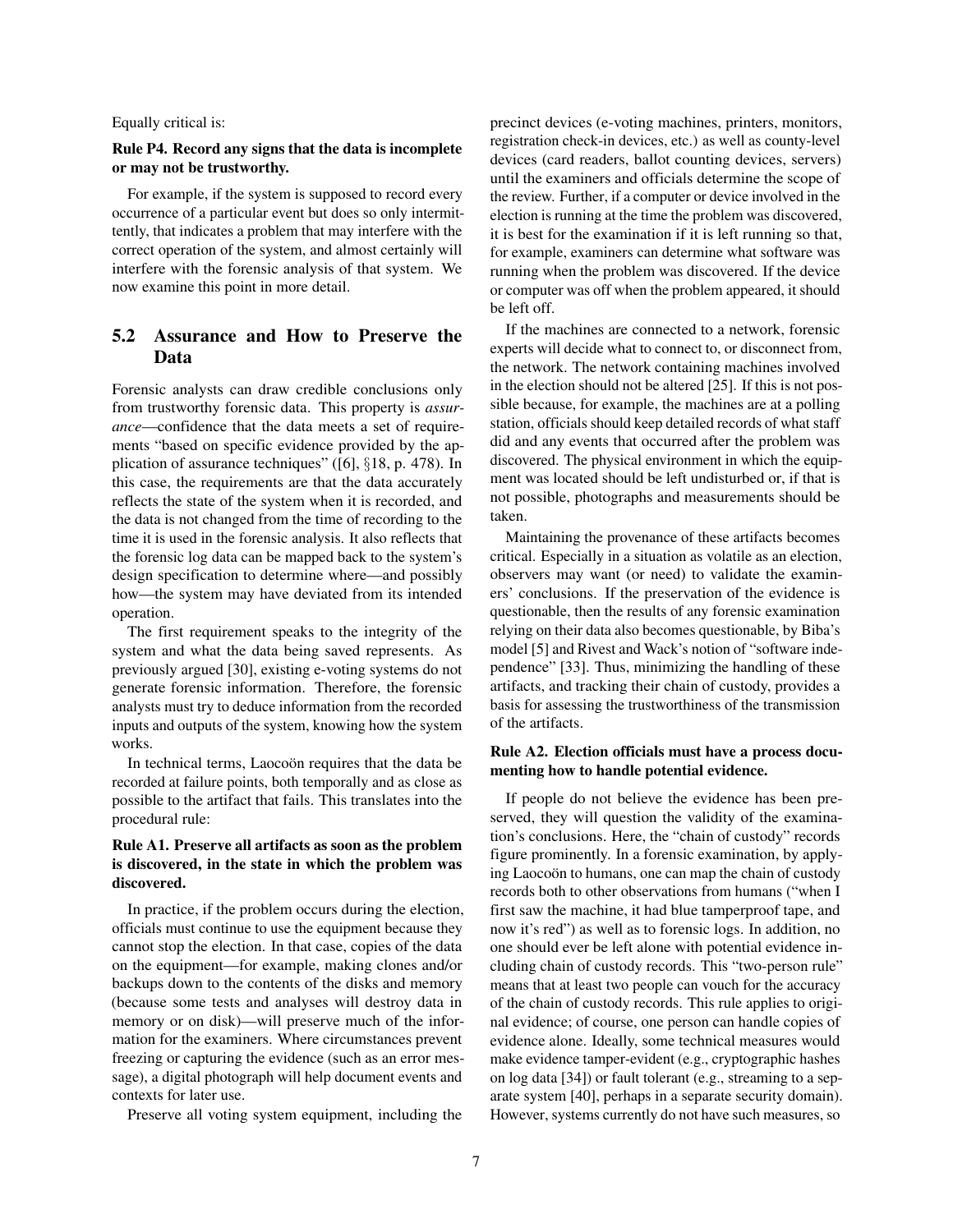Equally critical is:

**Rule P4. Record any signs that the data is incomplete or may not be trustworthy.**

For example, if the system is supposed to record every occurrence of a particular event but does so only intermittently, that indicates a problem that may interfere with the correct operation of the system, and almost certainly will interfere with the forensic analysis of that system. We now examine this point in more detail.

## 5.2 Assurance and How to Preserve the Data

Forensic analysts can draw credible conclusions only from trustworthy forensic data. This property is *assurance*—confidence that the data meets a set of requirements "based on specific evidence provided by the application of assurance techniques" ([6], §18, p. 478). In this case, the requirements are that the data accurately reflects the state of the system when it is recorded, and the data is not changed from the time of recording to the time it is used in the forensic analysis. It also reflects that the forensic log data can be mapped back to the system's design specification to determine where—and possibly how—the system may have deviated from its intended operation.

The first requirement speaks to the integrity of the system and what the data being saved represents. As previously argued [30], existing e-voting systems do not generate forensic information. Therefore, the forensic analysts must try to deduce information from the recorded inputs and outputs of the system, knowing how the system works.

In technical terms, Laocoön requires that the data be recorded at failure points, both temporally and as close as possible to the artifact that fails. This translates into the procedural rule:

**Rule A1. Preserve all artifacts as soon as the problem is discovered, in the state in which the problem was discovered.**

In practice, if the problem occurs during the election, officials must continue to use the equipment because they cannot stop the election. In that case, copies of the data on the equipment—for example, making clones and/or backups down to the contents of the disks and memory (because some tests and analyses will destroy data in memory or on disk)—will preserve much of the information for the examiners. Where circumstances prevent freezing or capturing the evidence (such as an error message), a digital photograph will help document events and contexts for later use.

Preserve all voting system equipment, including the precinct devices (e-voting machines, printers, monitors, registration check-in devices, etc.) as well as county-level devices (card readers, ballot counting devices, servers) until the examiners and officials determine the scope of the review. Further, if a computer or device involved in the election is running at the time the problem was discovered, it is best for the examination if it is left running so that, for example, examiners can determine what software was running when the problem was discovered. If the device or computer was off when the problem appeared, it should be left off.

If the machines are connected to a network, forensic experts will decide what to connect to, or disconnect from, the network. The network containing machines involved in the election should not be altered [25]. If this is not possible because, for example, the machines are at a polling station, officials should keep detailed records of what staff did and any events that occurred after the problem was discovered. The physical environment in which the equipment was located should be left undisturbed or, if that is not possible, photographs and measurements should be taken.

Maintaining the provenance of these artifacts becomes critical. Especially in a situation as volatile as an election, observers may want (or need) to validate the examiners' conclusions. If the preservation of the evidence is questionable, then the results of any forensic examination relying on their data also becomes questionable, by Biba's model [5] and Rivest and Wack's notion of "software independence" [33]. Thus, minimizing the handling of these artifacts, and tracking their chain of custody, provides a basis for assessing the trustworthiness of the transmission of the artifacts.

**Rule A2. Election officials must have a process documenting how to handle potential evidence.**

If people do not believe the evidence has been preserved, they will question the validity of the examination's conclusions. Here, the "chain of custody" records figure prominently. In a forensic examination, by applying Laocoön to humans, one can map the chain of custody records both to other observations from humans ("when I first saw the machine, it had blue tamperproof tape, and now it's red") as well as to forensic logs. In addition, no one should ever be left alone with potential evidence including chain of custody records. This "two-person rule" means that at least two people can vouch for the accuracy of the chain of custody records. This rule applies to original evidence; of course, one person can handle copies of evidence alone. Ideally, some technical measures would make evidence tamper-evident (e.g., cryptographic hashes on log data [34]) or fault tolerant (e.g., streaming to a separate system [40], perhaps in a separate security domain). However, systems currently do not have such measures, so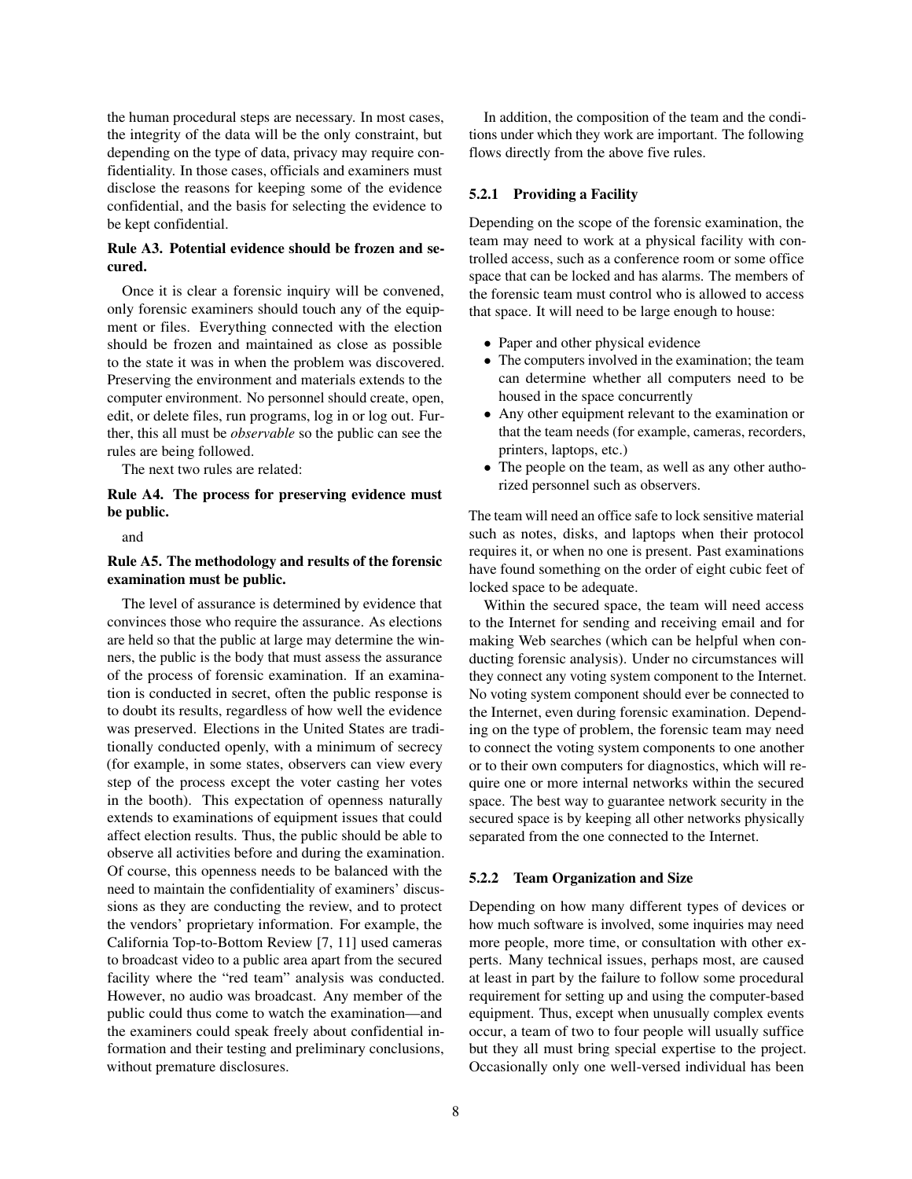the human procedural steps are necessary. In most cases, the integrity of the data will be the only constraint, but depending on the type of data, privacy may require confidentiality. In those cases, officials and examiners must disclose the reasons for keeping some of the evidence confidential, and the basis for selecting the evidence to be kept confidential.

**Rule A3. Potential evidence should be frozen and secured.**

Once it is clear a forensic inquiry will be convened, only forensic examiners should touch any of the equipment or files. Everything connected with the election should be frozen and maintained as close as possible to the state it was in when the problem was discovered. Preserving the environment and materials extends to the computer environment. No personnel should create, open, edit, or delete files, run programs, log in or log out. Further, this all must be *observable* so the public can see the rules are being followed.

The next two rules are related:

**Rule A4. The process for preserving evidence must be public.**

and

**Rule A5. The methodology and results of the forensic examination must be public.**

The level of assurance is determined by evidence that convinces those who require the assurance. As elections are held so that the public at large may determine the winners, the public is the body that must assess the assurance of the process of forensic examination. If an examination is conducted in secret, often the public response is to doubt its results, regardless of how well the evidence was preserved. Elections in the United States are traditionally conducted openly, with a minimum of secrecy (for example, in some states, observers can view every step of the process except the voter casting her votes in the booth). This expectation of openness naturally extends to examinations of equipment issues that could affect election results. Thus, the public should be able to observe all activities before and during the examination. Of course, this openness needs to be balanced with the need to maintain the confidentiality of examiners' discussions as they are conducting the review, and to protect the vendors' proprietary information. For example, the California Top-to-Bottom Review [7, 11] used cameras to broadcast video to a public area apart from the secured facility where the "red team" analysis was conducted. However, no audio was broadcast. Any member of the public could thus come to watch the examination—and the examiners could speak freely about confidential information and their testing and preliminary conclusions, without premature disclosures.

In addition, the composition of the team and the conditions under which they work are important. The following flows directly from the above five rules.

#### 5.2.1 Providing a Facility

Depending on the scope of the forensic examination, the team may need to work at a physical facility with controlled access, such as a conference room or some office space that can be locked and has alarms. The members of the forensic team must control who is allowed to access that space. It will need to be large enough to house:

- Paper and other physical evidence
- The computers involved in the examination; the team can determine whether all computers need to be housed in the space concurrently
- Any other equipment relevant to the examination or that the team needs (for example, cameras, recorders, printers, laptops, etc.)
- The people on the team, as well as any other authorized personnel such as observers.

The team will need an office safe to lock sensitive material such as notes, disks, and laptops when their protocol requires it, or when no one is present. Past examinations have found something on the order of eight cubic feet of locked space to be adequate.

Within the secured space, the team will need access to the Internet for sending and receiving email and for making Web searches (which can be helpful when conducting forensic analysis). Under no circumstances will they connect any voting system component to the Internet. No voting system component should ever be connected to the Internet, even during forensic examination. Depending on the type of problem, the forensic team may need to connect the voting system components to one another or to their own computers for diagnostics, which will require one or more internal networks within the secured space. The best way to guarantee network security in the secured space is by keeping all other networks physically separated from the one connected to the Internet.

#### 5.2.2 Team Organization and Size

Depending on how many different types of devices or how much software is involved, some inquiries may need more people, more time, or consultation with other experts. Many technical issues, perhaps most, are caused at least in part by the failure to follow some procedural requirement for setting up and using the computer-based equipment. Thus, except when unusually complex events occur, a team of two to four people will usually suffice but they all must bring special expertise to the project. Occasionally only one well-versed individual has been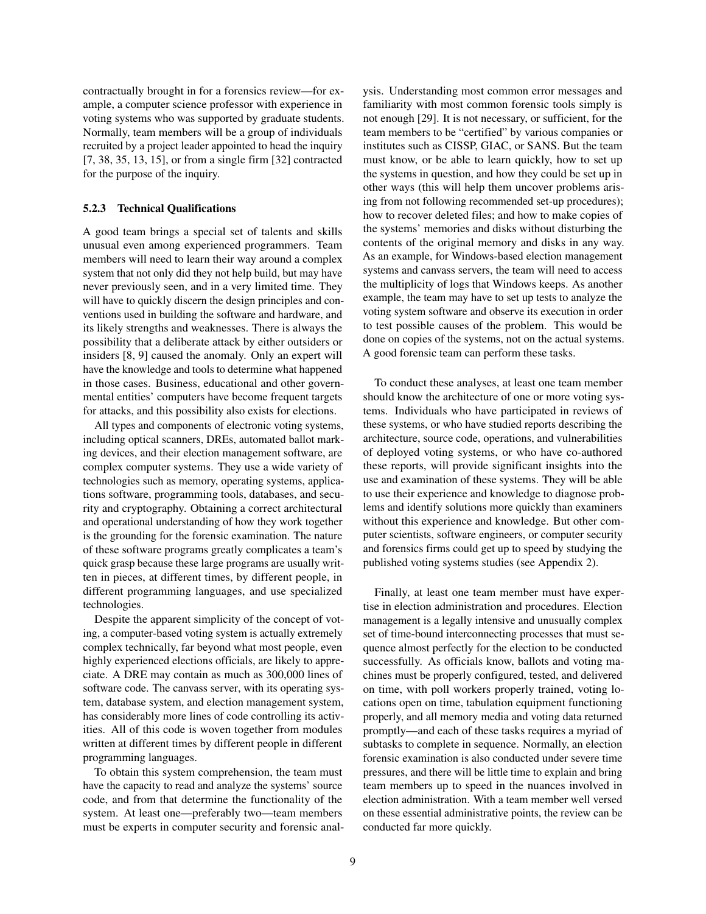contractually brought in for a forensics review—for example, a computer science professor with experience in voting systems who was supported by graduate students. Normally, team members will be a group of individuals recruited by a project leader appointed to head the inquiry [7, 38, 35, 13, 15], or from a single firm [32] contracted for the purpose of the inquiry.

### 5.2.3 Technical Qualifications

A good team brings a special set of talents and skills unusual even among experienced programmers. Team members will need to learn their way around a complex system that not only did they not help build, but may have never previously seen, and in a very limited time. They will have to quickly discern the design principles and conventions used in building the software and hardware, and its likely strengths and weaknesses. There is always the possibility that a deliberate attack by either outsiders or insiders [8, 9] caused the anomaly. Only an expert will have the knowledge and tools to determine what happened in those cases. Business, educational and other governmental entities' computers have become frequent targets for attacks, and this possibility also exists for elections.

All types and components of electronic voting systems, including optical scanners, DREs, automated ballot marking devices, and their election management software, are complex computer systems. They use a wide variety of technologies such as memory, operating systems, applications software, programming tools, databases, and security and cryptography. Obtaining a correct architectural and operational understanding of how they work together is the grounding for the forensic examination. The nature of these software programs greatly complicates a team's quick grasp because these large programs are usually written in pieces, at different times, by different people, in different programming languages, and use specialized technologies.

Despite the apparent simplicity of the concept of voting, a computer-based voting system is actually extremely complex technically, far beyond what most people, even highly experienced elections officials, are likely to appreciate. A DRE may contain as much as 300,000 lines of software code. The canvass server, with its operating system, database system, and election management system, has considerably more lines of code controlling its activities. All of this code is woven together from modules written at different times by different people in different programming languages.

To obtain this system comprehension, the team must have the capacity to read and analyze the systems' source code, and from that determine the functionality of the system. At least one—preferably two—team members must be experts in computer security and forensic analysis. Understanding most common error messages and familiarity with most common forensic tools simply is not enough [29]. It is not necessary, or sufficient, for the team members to be "certified" by various companies or institutes such as CISSP, GIAC, or SANS. But the team must know, or be able to learn quickly, how to set up the systems in question, and how they could be set up in other ways (this will help them uncover problems arising from not following recommended set-up procedures); how to recover deleted files; and how to make copies of the systems' memories and disks without disturbing the contents of the original memory and disks in any way. As an example, for Windows-based election management systems and canvass servers, the team will need to access the multiplicity of logs that Windows keeps. As another example, the team may have to set up tests to analyze the voting system software and observe its execution in order to test possible causes of the problem. This would be done on copies of the systems, not on the actual systems. A good forensic team can perform these tasks.

To conduct these analyses, at least one team member should know the architecture of one or more voting systems. Individuals who have participated in reviews of these systems, or who have studied reports describing the architecture, source code, operations, and vulnerabilities of deployed voting systems, or who have co-authored these reports, will provide significant insights into the use and examination of these systems. They will be able to use their experience and knowledge to diagnose problems and identify solutions more quickly than examiners without this experience and knowledge. But other computer scientists, software engineers, or computer security and forensics firms could get up to speed by studying the published voting systems studies (see Appendix 2).

Finally, at least one team member must have expertise in election administration and procedures. Election management is a legally intensive and unusually complex set of time-bound interconnecting processes that must sequence almost perfectly for the election to be conducted successfully. As officials know, ballots and voting machines must be properly configured, tested, and delivered on time, with poll workers properly trained, voting locations open on time, tabulation equipment functioning properly, and all memory media and voting data returned promptly—and each of these tasks requires a myriad of subtasks to complete in sequence. Normally, an election forensic examination is also conducted under severe time pressures, and there will be little time to explain and bring team members up to speed in the nuances involved in election administration. With a team member well versed on these essential administrative points, the review can be conducted far more quickly.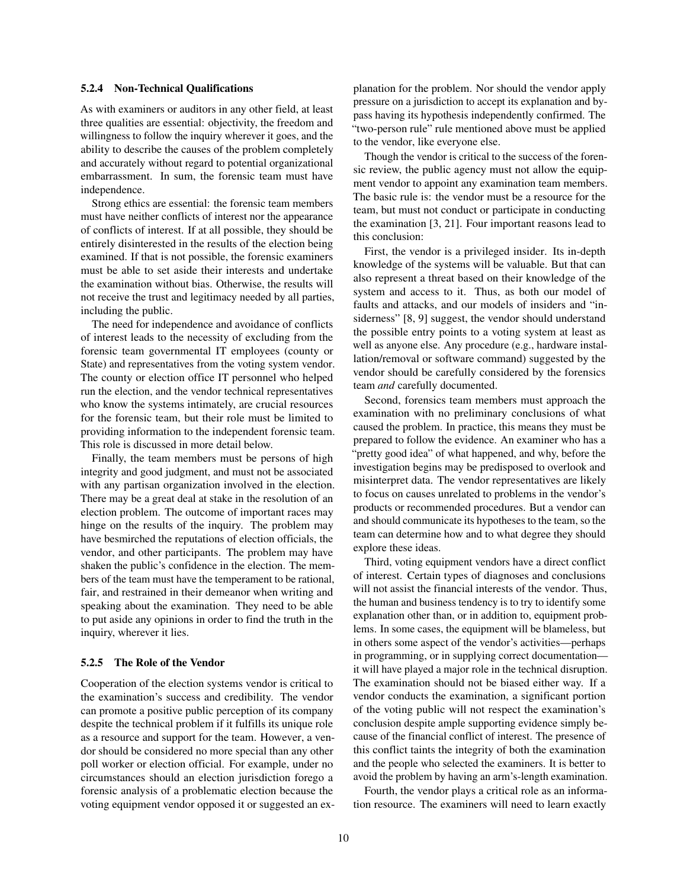#### 5.2.4 Non-Technical Qualifications

As with examiners or auditors in any other field, at least three qualities are essential: objectivity, the freedom and willingness to follow the inquiry wherever it goes, and the ability to describe the causes of the problem completely and accurately without regard to potential organizational embarrassment. In sum, the forensic team must have independence.

Strong ethics are essential: the forensic team members must have neither conflicts of interest nor the appearance of conflicts of interest. If at all possible, they should be entirely disinterested in the results of the election being examined. If that is not possible, the forensic examiners must be able to set aside their interests and undertake the examination without bias. Otherwise, the results will not receive the trust and legitimacy needed by all parties, including the public.

The need for independence and avoidance of conflicts of interest leads to the necessity of excluding from the forensic team governmental IT employees (county or State) and representatives from the voting system vendor. The county or election office IT personnel who helped run the election, and the vendor technical representatives who know the systems intimately, are crucial resources for the forensic team, but their role must be limited to providing information to the independent forensic team. This role is discussed in more detail below.

Finally, the team members must be persons of high integrity and good judgment, and must not be associated with any partisan organization involved in the election. There may be a great deal at stake in the resolution of an election problem. The outcome of important races may hinge on the results of the inquiry. The problem may have besmirched the reputations of election officials, the vendor, and other participants. The problem may have shaken the public's confidence in the election. The members of the team must have the temperament to be rational, fair, and restrained in their demeanor when writing and speaking about the examination. They need to be able to put aside any opinions in order to find the truth in the inquiry, wherever it lies.

#### 5.2.5 The Role of the Vendor

Cooperation of the election systems vendor is critical to the examination's success and credibility. The vendor can promote a positive public perception of its company despite the technical problem if it fulfills its unique role as a resource and support for the team. However, a vendor should be considered no more special than any other poll worker or election official. For example, under no circumstances should an election jurisdiction forego a forensic analysis of a problematic election because the voting equipment vendor opposed it or suggested an explanation for the problem. Nor should the vendor apply pressure on a jurisdiction to accept its explanation and bypass having its hypothesis independently confirmed. The "two-person rule" rule mentioned above must be applied to the vendor, like everyone else.

Though the vendor is critical to the success of the forensic review, the public agency must not allow the equipment vendor to appoint any examination team members. The basic rule is: the vendor must be a resource for the team, but must not conduct or participate in conducting the examination [3, 21]. Four important reasons lead to this conclusion:

First, the vendor is a privileged insider. Its in-depth knowledge of the systems will be valuable. But that can also represent a threat based on their knowledge of the system and access to it. Thus, as both our model of faults and attacks, and our models of insiders and "insiderness" [8, 9] suggest, the vendor should understand the possible entry points to a voting system at least as well as anyone else. Any procedure (e.g., hardware installation/removal or software command) suggested by the vendor should be carefully considered by the forensics team *and* carefully documented.

Second, forensics team members must approach the examination with no preliminary conclusions of what caused the problem. In practice, this means they must be prepared to follow the evidence. An examiner who has a "pretty good idea" of what happened, and why, before the investigation begins may be predisposed to overlook and misinterpret data. The vendor representatives are likely to focus on causes unrelated to problems in the vendor's products or recommended procedures. But a vendor can and should communicate its hypotheses to the team, so the team can determine how and to what degree they should explore these ideas.

Third, voting equipment vendors have a direct conflict of interest. Certain types of diagnoses and conclusions will not assist the financial interests of the vendor. Thus, the human and business tendency is to try to identify some explanation other than, or in addition to, equipment problems. In some cases, the equipment will be blameless, but in others some aspect of the vendor's activities—perhaps in programming, or in supplying correct documentation—it will have played a major role in the technical disruption. The examination should not be biased either way. If a vendor conducts the examination, a significant portion of the voting public will not respect the examination's conclusion despite ample supporting evidence simply because of the financial conflict of interest. The presence of this conflict taints the integrity of both the examination and the people who selected the examiners. It is better to avoid the problem by having an arm's-length examination.

Fourth, the vendor plays a critical role as an information resource. The examiners will need to learn exactly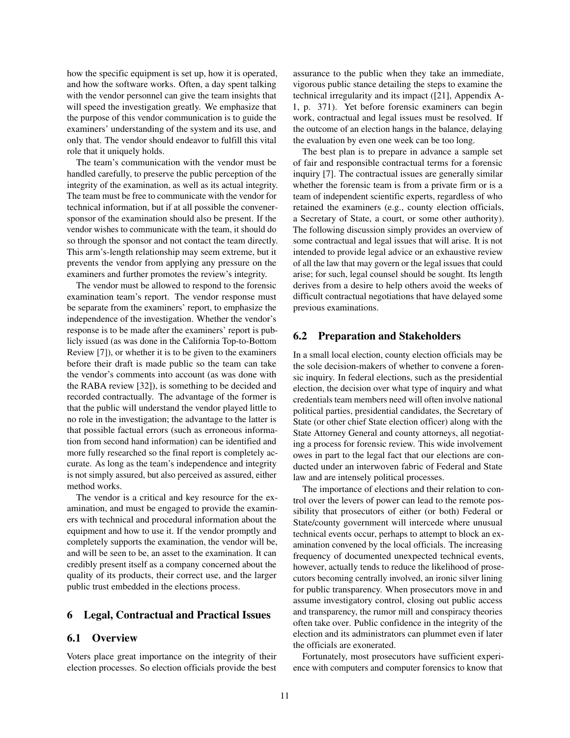how the specific equipment is set up, how it is operated, and how the software works. Often, a day spent talking with the vendor personnel can give the team insights that will speed the investigation greatly. We emphasize that the purpose of this vendor communication is to guide the examiners' understanding of the system and its use, and only that. The vendor should endeavor to fulfill this vital role that it uniquely holds.

The team's communication with the vendor must be handled carefully, to preserve the public perception of the integrity of the examination, as well as its actual integrity. The team must be free to communicate with the vendor for technical information, but if at all possible the convener-sponsor of the examination should also be present. If the vendor wishes to communicate with the team, it should do so through the sponsor and not contact the team directly. This arm's-length relationship may seem extreme, but it prevents the vendor from applying any pressure on the examiners and further promotes the review's integrity.

The vendor must be allowed to respond to the forensic examination team's report. The vendor response must be separate from the examiners' report, to emphasize the independence of the investigation. Whether the vendor's response is to be made after the examiners' report is publicly issued (as was done in the California Top-to-Bottom Review [7]), or whether it is to be given to the examiners before their draft is made public so the team can take the vendor's comments into account (as was done with the RABA review [32]), is something to be decided and recorded contractually. The advantage of the former is that the public will understand the vendor played little to no role in the investigation; the advantage to the latter is that possible factual errors (such as erroneous information from second hand information) can be identified and more fully researched so the final report is completely accurate. As long as the team's independence and integrity is not simply assured, but also perceived as assured, either method works.

The vendor is a critical and key resource for the examination, and must be engaged to provide the examiners with technical and procedural information about the equipment and how to use it. If the vendor promptly and completely supports the examination, the vendor will be, and will be seen to be, an asset to the examination. It can credibly present itself as a company concerned about the quality of its products, their correct use, and the larger public trust embedded in the elections process.

## 6 Legal, Contractual and Practical Issues

### 6.1 Overview

Voters place great importance on the integrity of their election processes. So election officials provide the best assurance to the public when they take an immediate, vigorous public stance detailing the steps to examine the technical irregularity and its impact ([21], Appendix A-1, p. 371). Yet before forensic examiners can begin work, contractual and legal issues must be resolved. If the outcome of an election hangs in the balance, delaying the evaluation by even one week can be too long.

The best plan is to prepare in advance a sample set of fair and responsible contractual terms for a forensic inquiry [7]. The contractual issues are generally similar whether the forensic team is from a private firm or is a team of independent scientific experts, regardless of who retained the examiners (e.g., county election officials, a Secretary of State, a court, or some other authority). The following discussion simply provides an overview of some contractual and legal issues that will arise. It is not intended to provide legal advice or an exhaustive review of all the law that may govern or the legal issues that could arise; for such, legal counsel should be sought. Its length derives from a desire to help others avoid the weeks of difficult contractual negotiations that have delayed some previous examinations.

### 6.2 Preparation and Stakeholders

In a small local election, county election officials may be the sole decision-makers of whether to convene a forensic inquiry. In federal elections, such as the presidential election, the decision over what type of inquiry and what credentials team members need will often involve national political parties, presidential candidates, the Secretary of State (or other chief State election officer) along with the State Attorney General and county attorneys, all negotiating a process for forensic review. This wide involvement owes in part to the legal fact that our elections are conducted under an interwoven fabric of Federal and State law and are intensely political processes.

The importance of elections and their relation to control over the levers of power can lead to the remote possibility that prosecutors of either (or both) Federal or State/county government will intercede where unusual technical events occur, perhaps to attempt to block an examination convened by the local officials. The increasing frequency of documented unexpected technical events, however, actually tends to reduce the likelihood of prosecutors becoming centrally involved, an ironic silver lining for public transparency. When prosecutors move in and assume investigatory control, closing out public access and transparency, the rumor mill and conspiracy theories often take over. Public confidence in the integrity of the election and its administrators can plummet even if later the officials are exonerated.

Fortunately, most prosecutors have sufficient experience with computers and computer forensics to know that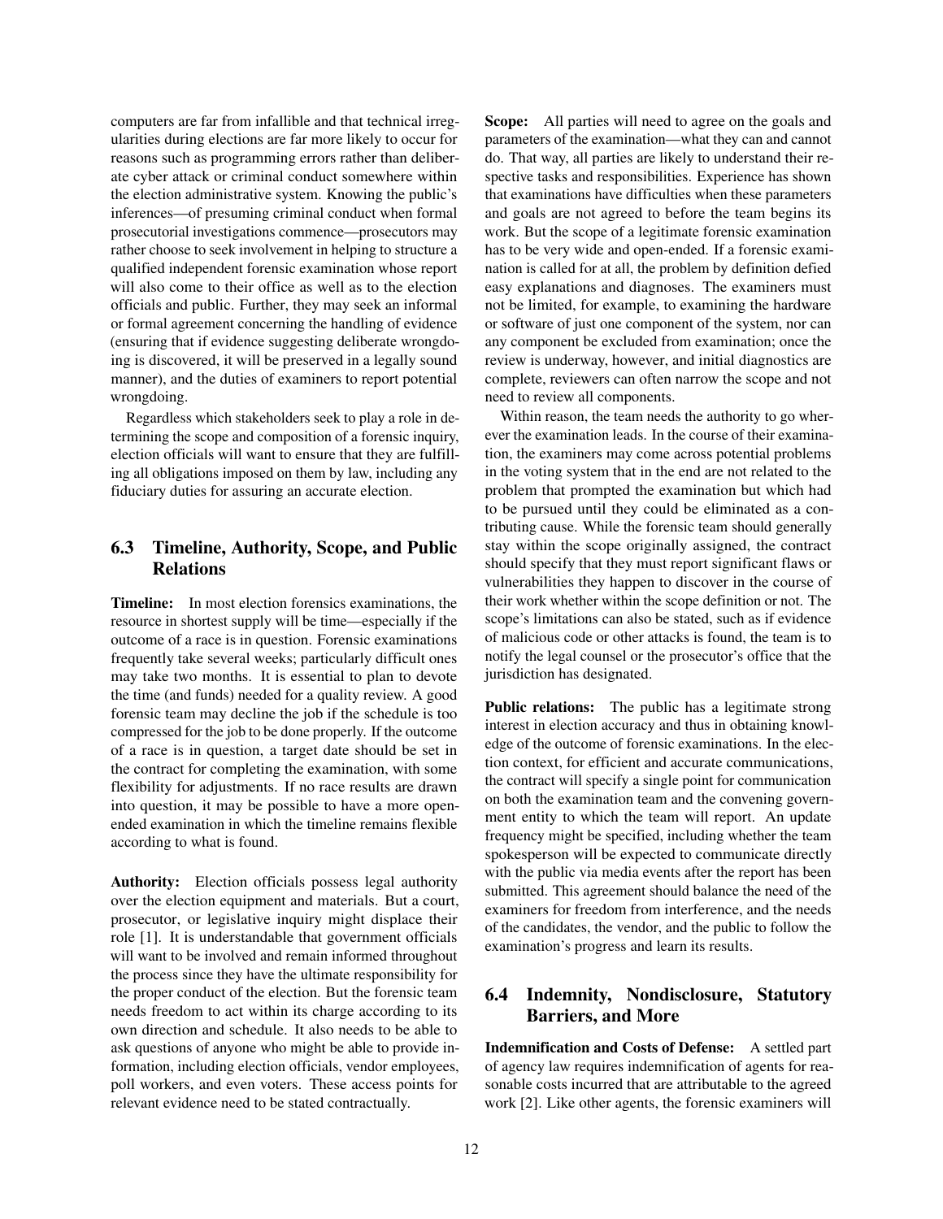computers are far from infallible and that technical irregularities during elections are far more likely to occur for reasons such as programming errors rather than deliberate cyber attack or criminal conduct somewhere within the election administrative system. Knowing the public's inferences—of presuming criminal conduct when formal prosecutorial investigations commence—prosecutors may rather choose to seek involvement in helping to structure a qualified independent forensic examination whose report will also come to their office as well as to the election officials and public. Further, they may seek an informal or formal agreement concerning the handling of evidence (ensuring that if evidence suggesting deliberate wrongdoing is discovered, it will be preserved in a legally sound manner), and the duties of examiners to report potential wrongdoing.

Regardless which stakeholders seek to play a role in determining the scope and composition of a forensic inquiry, election officials will want to ensure that they are fulfilling all obligations imposed on them by law, including any fiduciary duties for assuring an accurate election.

## 6.3 Timeline, Authority, Scope, and Public Relations

**Timeline:** In most election forensics examinations, the resource in shortest supply will be time—especially if the outcome of a race is in question. Forensic examinations frequently take several weeks; particularly difficult ones may take two months. It is essential to plan to devote the time (and funds) needed for a quality review. A good forensic team may decline the job if the schedule is too compressed for the job to be done properly. If the outcome of a race is in question, a target date should be set in the contract for completing the examination, with some flexibility for adjustments. If no race results are drawn into question, it may be possible to have a more open-ended examination in which the timeline remains flexible according to what is found.

**Authority:** Election officials possess legal authority over the election equipment and materials. But a court, prosecutor, or legislative inquiry might displace their role [1]. It is understandable that government officials will want to be involved and remain informed throughout the process since they have the ultimate responsibility for the proper conduct of the election. But the forensic team needs freedom to act within its charge according to its own direction and schedule. It also needs to be able to ask questions of anyone who might be able to provide information, including election officials, vendor employees, poll workers, and even voters. These access points for relevant evidence need to be stated contractually.

**Scope:** All parties will need to agree on the goals and parameters of the examination—what they can and cannot do. That way, all parties are likely to understand their respective tasks and responsibilities. Experience has shown that examinations have difficulties when these parameters and goals are not agreed to before the team begins its work. But the scope of a legitimate forensic examination has to be very wide and open-ended. If a forensic examination is called for at all, the problem by definition defied easy explanations and diagnoses. The examiners must not be limited, for example, to examining the hardware or software of just one component of the system, nor can any component be excluded from examination; once the review is underway, however, and initial diagnostics are complete, reviewers can often narrow the scope and not need to review all components.

Within reason, the team needs the authority to go wherever the examination leads. In the course of their examination, the examiners may come across potential problems in the voting system that in the end are not related to the problem that prompted the examination but which had to be pursued until they could be eliminated as a contributing cause. While the forensic team should generally stay within the scope originally assigned, the contract should specify that they must report significant flaws or vulnerabilities they happen to discover in the course of their work whether within the scope definition or not. The scope's limitations can also be stated, such as if evidence of malicious code or other attacks is found, the team is to notify the legal counsel or the prosecutor's office that the jurisdiction has designated.

**Public relations:** The public has a legitimate strong interest in election accuracy and thus in obtaining knowledge of the outcome of forensic examinations. In the election context, for efficient and accurate communications, the contract will specify a single point for communication on both the examination team and the convening government entity to which the team will report. An update frequency might be specified, including whether the team spokesperson will be expected to communicate directly with the public via media events after the report has been submitted. This agreement should balance the need of the examiners for freedom from interference, and the needs of the candidates, the vendor, and the public to follow the examination's progress and learn its results.

## 6.4 Indemnity, Nondisclosure, Statutory Barriers, and More

**Indemnification and Costs of Defense:** A settled part of agency law requires indemnification of agents for reasonable costs incurred that are attributable to the agreed work [2]. Like other agents, the forensic examiners will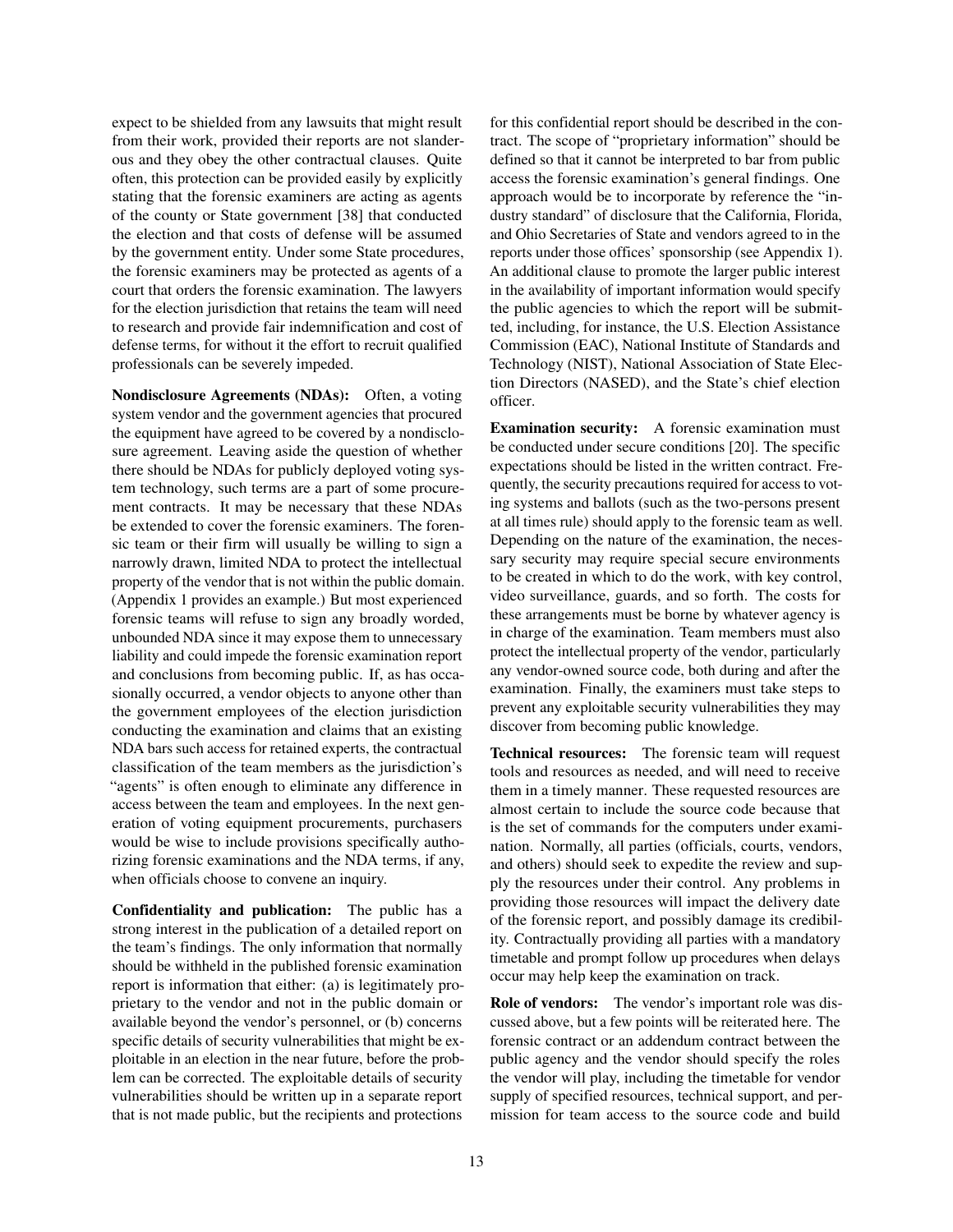expect to be shielded from any lawsuits that might result from their work, provided their reports are not slanderous and they obey the other contractual clauses. Quite often, this protection can be provided easily by explicitly stating that the forensic examiners are acting as agents of the county or State government [38] that conducted the election and that costs of defense will be assumed by the government entity. Under some State procedures, the forensic examiners may be protected as agents of a court that orders the forensic examination. The lawyers for the election jurisdiction that retains the team will need to research and provide fair indemnification and cost of defense terms, for without it the effort to recruit qualified professionals can be severely impeded.

**Nondisclosure Agreements (NDAs):** Often, a voting system vendor and the government agencies that procured the equipment have agreed to be covered by a nondisclosure agreement. Leaving aside the question of whether there should be NDAs for publicly deployed voting system technology, such terms are a part of some procurement contracts. It may be necessary that these NDAs be extended to cover the forensic examiners. The forensic team or their firm will usually be willing to sign a narrowly drawn, limited NDA to protect the intellectual property of the vendor that is not within the public domain. (Appendix 1 provides an example.) But most experienced forensic teams will refuse to sign any broadly worded, unbounded NDA since it may expose them to unnecessary liability and could impede the forensic examination report and conclusions from becoming public. If, as has occasionally occurred, a vendor objects to anyone other than the government employees of the election jurisdiction conducting the examination and claims that an existing NDA bars such access for retained experts, the contractual classification of the team members as the jurisdiction's "agents" is often enough to eliminate any difference in access between the team and employees. In the next generation of voting equipment procurements, purchasers would be wise to include provisions specifically authorizing forensic examinations and the NDA terms, if any, when officials choose to convene an inquiry.

**Confidentiality and publication:** The public has a strong interest in the publication of a detailed report on the team's findings. The only information that normally should be withheld in the published forensic examination report is information that either: (a) is legitimately proprietary to the vendor and not in the public domain or available beyond the vendor's personnel, or (b) concerns specific details of security vulnerabilities that might be exploitable in an election in the near future, before the problem can be corrected. The exploitable details of security vulnerabilities should be written up in a separate report that is not made public, but the recipients and protections for this confidential report should be described in the contract. The scope of "proprietary information" should be defined so that it cannot be interpreted to bar from public access the forensic examination's general findings. One approach would be to incorporate by reference the "industry standard" of disclosure that the California, Florida, and Ohio Secretaries of State and vendors agreed to in the reports under those offices' sponsorship (see Appendix 1). An additional clause to promote the larger public interest in the availability of important information would specify the public agencies to which the report will be submitted, including, for instance, the U.S. Election Assistance Commission (EAC), National Institute of Standards and Technology (NIST), National Association of State Election Directors (NASED), and the State's chief election officer.

**Examination security:** A forensic examination must be conducted under secure conditions [20]. The specific expectations should be listed in the written contract. Frequently, the security precautions required for access to voting systems and ballots (such as the two-persons present at all times rule) should apply to the forensic team as well. Depending on the nature of the examination, the necessary security may require special secure environments to be created in which to do the work, with key control, video surveillance, guards, and so forth. The costs for these arrangements must be borne by whatever agency is in charge of the examination. Team members must also protect the intellectual property of the vendor, particularly any vendor-owned source code, both during and after the examination. Finally, the examiners must take steps to prevent any exploitable security vulnerabilities they may discover from becoming public knowledge.

**Technical resources:** The forensic team will request tools and resources as needed, and will need to receive them in a timely manner. These requested resources are almost certain to include the source code because that is the set of commands for the computers under examination. Normally, all parties (officials, courts, vendors, and others) should seek to expedite the review and supply the resources under their control. Any problems in providing those resources will impact the delivery date of the forensic report, and possibly damage its credibility. Contractually providing all parties with a mandatory timetable and prompt follow up procedures when delays occur may help keep the examination on track.

**Role of vendors:** The vendor's important role was discussed above, but a few points will be reiterated here. The forensic contract or an addendum contract between the public agency and the vendor should specify the roles the vendor will play, including the timetable for vendor supply of specified resources, technical support, and permission for team access to the source code and build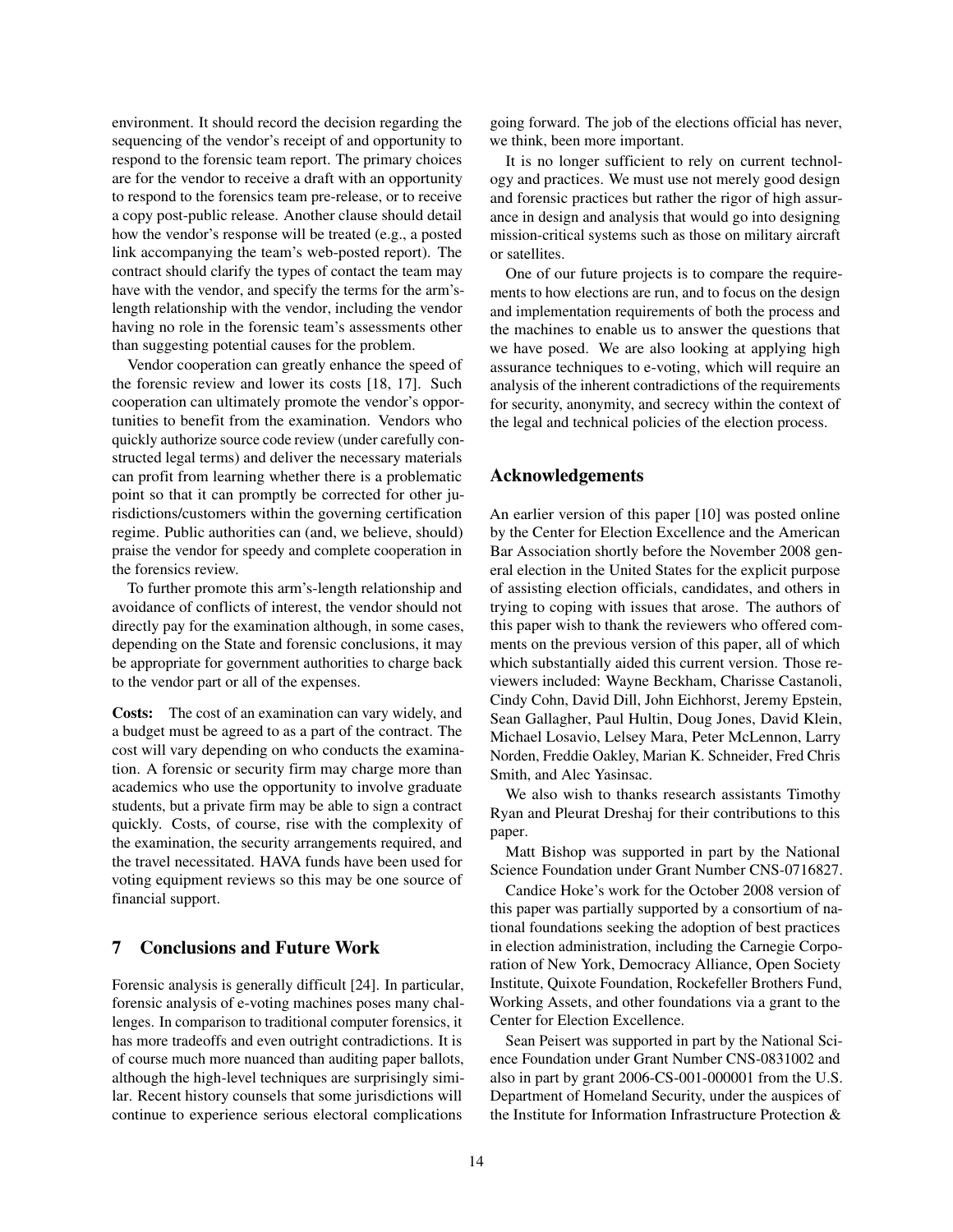environment. It should record the decision regarding the sequencing of the vendor's receipt of and opportunity to respond to the forensic team report. The primary choices are for the vendor to receive a draft with an opportunity to respond to the forensics team pre-release, or to receive a copy post-public release. Another clause should detail how the vendor's response will be treated (e.g., a posted link accompanying the team's web-posted report). The contract should clarify the types of contact the team may have with the vendor, and specify the terms for the arm's-length relationship with the vendor, including the vendor having no role in the forensic team's assessments other than suggesting potential causes for the problem.

Vendor cooperation can greatly enhance the speed of the forensic review and lower its costs [18, 17]. Such cooperation can ultimately promote the vendor's opportunities to benefit from the examination. Vendors who quickly authorize source code review (under carefully constructed legal terms) and deliver the necessary materials can profit from learning whether there is a problematic point so that it can promptly be corrected for other jurisdictions/customers within the governing certification regime. Public authorities can (and, we believe, should) praise the vendor for speedy and complete cooperation in the forensics review.

To further promote this arm's-length relationship and avoidance of conflicts of interest, the vendor should not directly pay for the examination although, in some cases, depending on the State and forensic conclusions, it may be appropriate for government authorities to charge back to the vendor part or all of the expenses.

**Costs:** The cost of an examination can vary widely, and a budget must be agreed to as a part of the contract. The cost will vary depending on who conducts the examination. A forensic or security firm may charge more than academics who use the opportunity to involve graduate students, but a private firm may be able to sign a contract quickly. Costs, of course, rise with the complexity of the examination, the security arrangements required, and the travel necessitated. HAVA funds have been used for voting equipment reviews so this may be one source of financial support.

## 7 Conclusions and Future Work

Forensic analysis is generally difficult [24]. In particular, forensic analysis of e-voting machines poses many challenges. In comparison to traditional computer forensics, it has more tradeoffs and even outright contradictions. It is of course much more nuanced than auditing paper ballots, although the high-level techniques are surprisingly similar. Recent history counsels that some jurisdictions will continue to experience serious electoral complications going forward. The job of the elections official has never, we think, been more important.

It is no longer sufficient to rely on current technology and practices. We must use not merely good design and forensic practices but rather the rigor of high assurance in design and analysis that would go into designing mission-critical systems such as those on military aircraft or satellites.

One of our future projects is to compare the requirements to how elections are run, and to focus on the design and implementation requirements of both the process and the machines to enable us to answer the questions that we have posed. We are also looking at applying high assurance techniques to e-voting, which will require an analysis of the inherent contradictions of the requirements for security, anonymity, and secrecy within the context of the legal and technical policies of the election process.

## Acknowledgements

An earlier version of this paper [10] was posted online by the Center for Election Excellence and the American Bar Association shortly before the November 2008 general election in the United States for the explicit purpose of assisting election officials, candidates, and others in trying to coping with issues that arose. The authors of this paper wish to thank the reviewers who offered comments on the previous version of this paper, all of which which substantially aided this current version. Those reviewers included: Wayne Beckham, Charisse Castanoli, Cindy Cohn, David Dill, John Eichhorst, Jeremy Epstein, Sean Gallagher, Paul Hultin, Doug Jones, David Klein, Michael Losavio, Lelsey Mara, Peter McLennon, Larry Norden, Freddie Oakley, Marian K. Schneider, Fred Chris Smith, and Alec Yasinsac.

We also wish to thanks research assistants Timothy Ryan and Pleurat Dreshaj for their contributions to this paper.

Matt Bishop was supported in part by the National Science Foundation under Grant Number CNS-0716827.

Candice Hoke's work for the October 2008 version of this paper was partially supported by a consortium of national foundations seeking the adoption of best practices in election administration, including the Carnegie Corporation of New York, Democracy Alliance, Open Society Institute, Quixote Foundation, Rockefeller Brothers Fund, Working Assets, and other foundations via a grant to the Center for Election Excellence.

Sean Peisert was supported in part by the National Science Foundation under Grant Number CNS-0831002 and also in part by grant 2006-CS-001-000001 from the U.S. Department of Homeland Security, under the auspices of the Institute for Information Infrastructure Protection &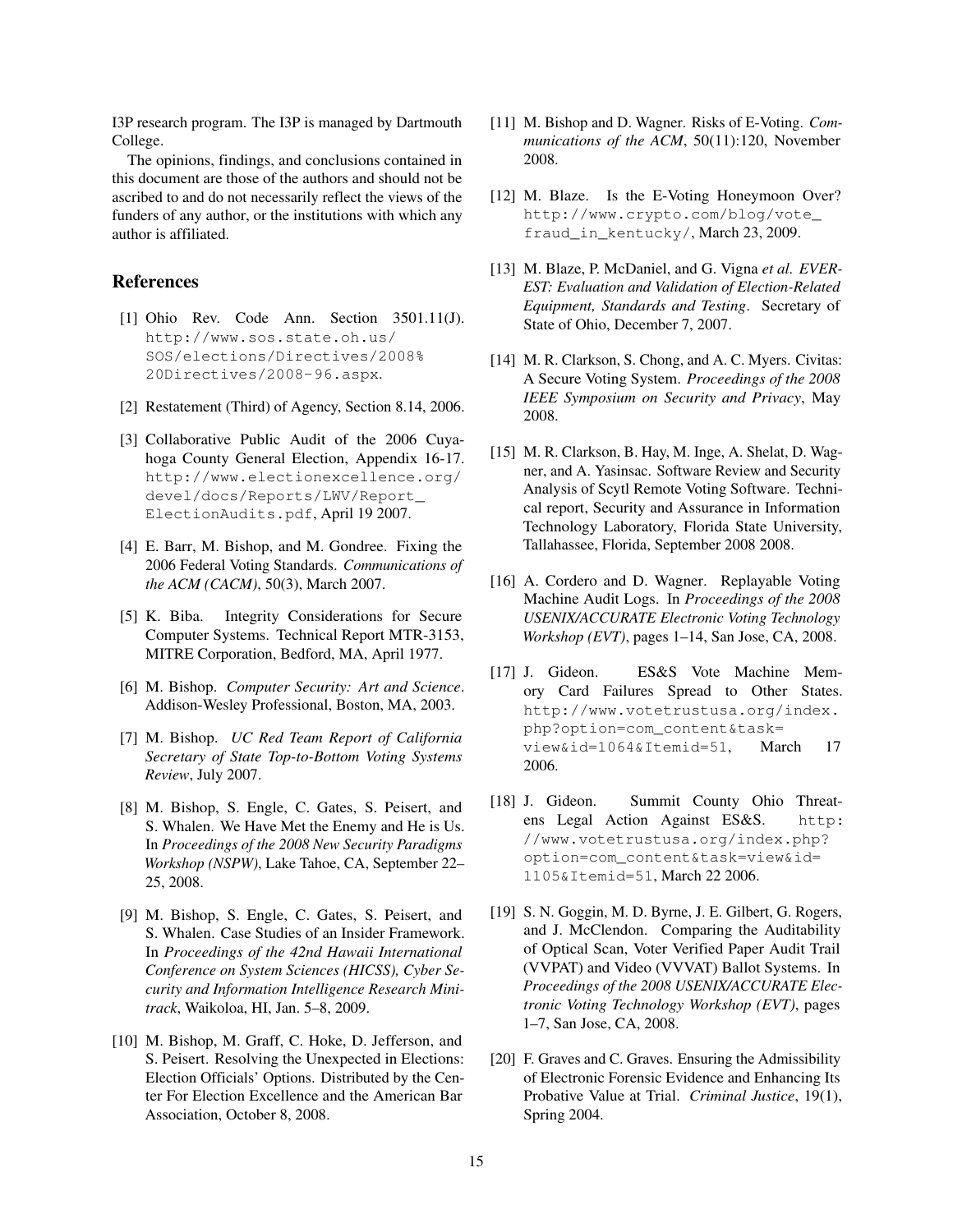I3P research program. The I3P is managed by Dartmouth College.

The opinions, findings, and conclusions contained in this document are those of the authors and should not be ascribed to and do not necessarily reflect the views of the funders of any author, or the institutions with which any author is affiliated.

## References

[1] Ohio Rev. Code Ann. Section 3501.11(J). http://www.sos.state.oh.us/SOS/elections/Directives/2008%20Directives/2008-96.aspx.

[2] Restatement (Third) of Agency, Section 8.14, 2006.

[3] Collaborative Public Audit of the 2006 Cuyahoga County General Election, Appendix 16-17. http://www.electionexcellence.org/devel/docs/Reports/LWV/Report_ElectionAudits.pdf, April 19 2007.

[4] E. Barr, M. Bishop, and M. Gondree. Fixing the 2006 Federal Voting Standards. *Communications of the ACM (CACM)*, 50(3), March 2007.

[5] K. Biba. Integrity Considerations for Secure Computer Systems. Technical Report MTR-3153, MITRE Corporation, Bedford, MA, April 1977.

[6] M. Bishop. *Computer Security: Art and Science*. Addison-Wesley Professional, Boston, MA, 2003.

[7] M. Bishop. *UC Red Team Report of California Secretary of State Top-to-Bottom Voting Systems Review*, July 2007.

[8] M. Bishop, S. Engle, C. Gates, S. Peisert, and S. Whalen. We Have Met the Enemy and He is Us. In *Proceedings of the 2008 New Security Paradigms Workshop (NSPW)*, Lake Tahoe, CA, September 22–25, 2008.

[9] M. Bishop, S. Engle, C. Gates, S. Peisert, and S. Whalen. Case Studies of an Insider Framework. In *Proceedings of the 42nd Hawaii International Conference on System Sciences (HICSS), Cyber Security and Information Intelligence Research Minitrack*, Waikoloa, HI, Jan. 5–8, 2009.

[10] M. Bishop, M. Graff, C. Hoke, D. Jefferson, and S. Peisert. Resolving the Unexpected in Elections: Election Officials' Options. Distributed by the Center For Election Excellence and the American Bar Association, October 8, 2008.

[11] M. Bishop and D. Wagner. Risks of E-Voting. *Communications of the ACM*, 50(11):120, November 2008.

[12] M. Blaze. Is the E-Voting Honeymoon Over? http://www.crypto.com/blog/vote_fraud_in_kentucky/, March 23, 2009.

[13] M. Blaze, P. McDaniel, and G. Vigna *et al. EVEREST: Evaluation and Validation of Election-Related Equipment, Standards and Testing*. Secretary of State of Ohio, December 7, 2007.

[14] M. R. Clarkson, S. Chong, and A. C. Myers. Civitas: A Secure Voting System. *Proceedings of the 2008 IEEE Symposium on Security and Privacy*, May 2008.

[15] M. R. Clarkson, B. Hay, M. Inge, A. Shelat, D. Wagner, and A. Yasinsac. Software Review and Security Analysis of Scytl Remote Voting Software. Technical report, Security and Assurance in Information Technology Laboratory, Florida State University, Tallahassee, Florida, September 2008 2008.

[16] A. Cordero and D. Wagner. Replayable Voting Machine Audit Logs. In *Proceedings of the 2008 USENIX/ACCURATE Electronic Voting Technology Workshop (EVT)*, pages 1–14, San Jose, CA, 2008.

[17] J. Gideon. ES&S Vote Machine Memory Card Failures Spread to Other States. http://www.votetrustusa.org/index.php?option=com_content&task=view&id=1064&Itemid=51, March 17 2006.

[18] J. Gideon. Summit County Ohio Threatens Legal Action Against ES&S. http://www.votetrustusa.org/index.php?option=com_content&task=view&id=1105&Itemid=51, March 22 2006.

[19] S. N. Goggin, M. D. Byrne, J. E. Gilbert, G. Rogers, and J. McClendon. Comparing the Auditability of Optical Scan, Voter Verified Paper Audit Trail (VVPAT) and Video (VVVAT) Ballot Systems. In *Proceedings of the 2008 USENIX/ACCURATE Electronic Voting Technology Workshop (EVT)*, pages 1–7, San Jose, CA, 2008.

[20] F. Graves and C. Graves. Ensuring the Admissibility of Electronic Forensic Evidence and Enhancing Its Probative Value at Trial. *Criminal Justice*, 19(1), Spring 2004.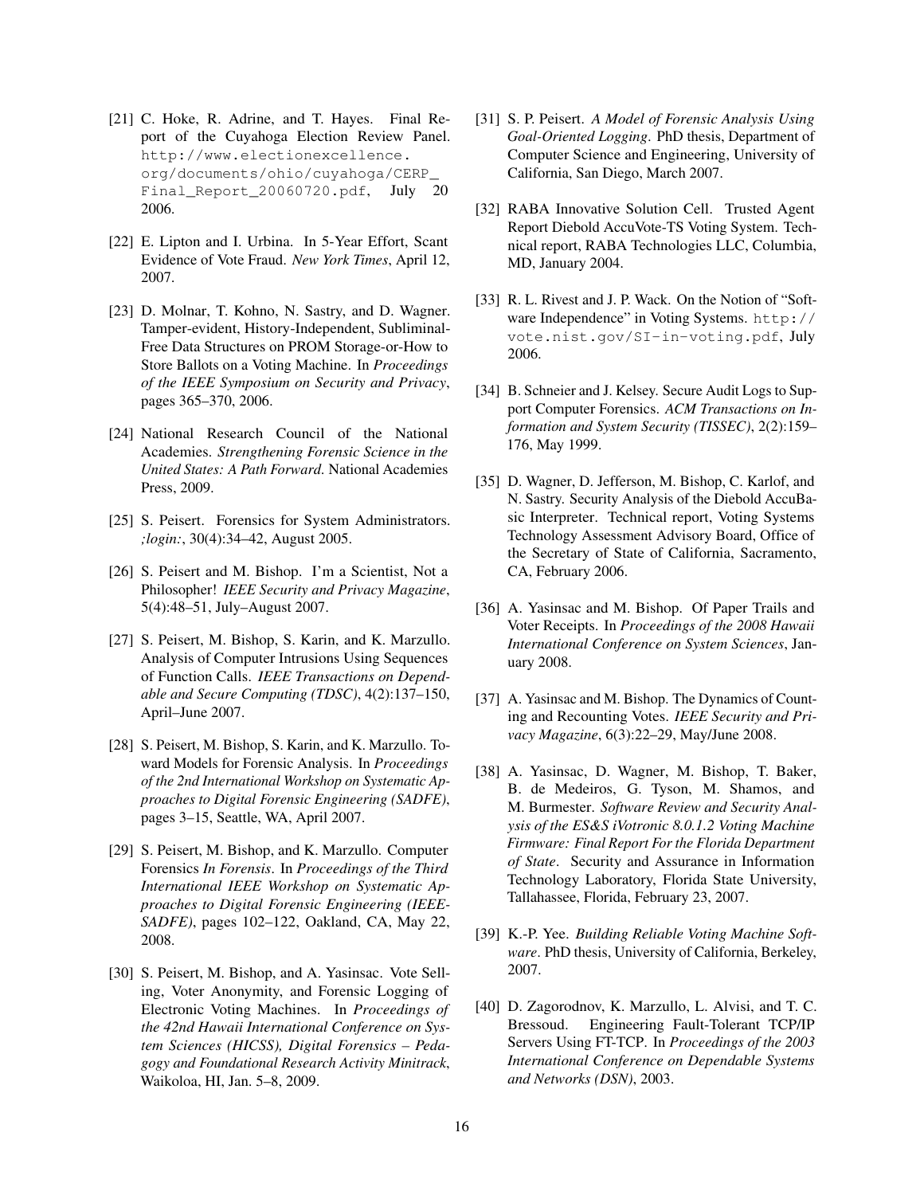[21] C. Hoke, R. Adrine, and T. Hayes. Final Report of the Cuyahoga Election Review Panel. http://www.electionexcellence.org/documents/ohio/cuyahoga/CERP_Final_Report_20060720.pdf, July 20 2006.

[22] E. Lipton and I. Urbina. In 5-Year Effort, Scant Evidence of Vote Fraud. *New York Times*, April 12, 2007.

[23] D. Molnar, T. Kohno, N. Sastry, and D. Wagner. Tamper-evident, History-Independent, Subliminal-Free Data Structures on PROM Storage-or-How to Store Ballots on a Voting Machine. In *Proceedings of the IEEE Symposium on Security and Privacy*, pages 365–370, 2006.

[24] National Research Council of the National Academies. *Strengthening Forensic Science in the United States: A Path Forward*. National Academies Press, 2009.

[25] S. Peisert. Forensics for System Administrators. *;login:*, 30(4):34–42, August 2005.

[26] S. Peisert and M. Bishop. I'm a Scientist, Not a Philosopher! *IEEE Security and Privacy Magazine*, 5(4):48–51, July–August 2007.

[27] S. Peisert, M. Bishop, S. Karin, and K. Marzullo. Analysis of Computer Intrusions Using Sequences of Function Calls. *IEEE Transactions on Dependable and Secure Computing (TDSC)*, 4(2):137–150, April–June 2007.

[28] S. Peisert, M. Bishop, S. Karin, and K. Marzullo. Toward Models for Forensic Analysis. In *Proceedings of the 2nd International Workshop on Systematic Approaches to Digital Forensic Engineering (SADFE)*, pages 3–15, Seattle, WA, April 2007.

[29] S. Peisert, M. Bishop, and K. Marzullo. Computer Forensics *In Forensis*. In *Proceedings of the Third International IEEE Workshop on Systematic Approaches to Digital Forensic Engineering (IEEE-SADFE)*, pages 102–122, Oakland, CA, May 22, 2008.

[30] S. Peisert, M. Bishop, and A. Yasinsac. Vote Selling, Voter Anonymity, and Forensic Logging of Electronic Voting Machines. In *Proceedings of the 42nd Hawaii International Conference on System Sciences (HICSS), Digital Forensics – Pedagogy and Foundational Research Activity Minitrack*, Waikoloa, HI, Jan. 5–8, 2009.

[31] S. P. Peisert. *A Model of Forensic Analysis Using Goal-Oriented Logging*. PhD thesis, Department of Computer Science and Engineering, University of California, San Diego, March 2007.

[32] RABA Innovative Solution Cell. Trusted Agent Report Diebold AccuVote-TS Voting System. Technical report, RABA Technologies LLC, Columbia, MD, January 2004.

[33] R. L. Rivest and J. P. Wack. On the Notion of "Software Independence" in Voting Systems. http://vote.nist.gov/SI-in-voting.pdf, July 2006.

[34] B. Schneier and J. Kelsey. Secure Audit Logs to Support Computer Forensics. *ACM Transactions on Information and System Security (TISSEC)*, 2(2):159–176, May 1999.

[35] D. Wagner, D. Jefferson, M. Bishop, C. Karlof, and N. Sastry. Security Analysis of the Diebold AccuBasic Interpreter. Technical report, Voting Systems Technology Assessment Advisory Board, Office of the Secretary of State of California, Sacramento, CA, February 2006.

[36] A. Yasinsac and M. Bishop. Of Paper Trails and Voter Receipts. In *Proceedings of the 2008 Hawaii International Conference on System Sciences*, January 2008.

[37] A. Yasinsac and M. Bishop. The Dynamics of Counting and Recounting Votes. *IEEE Security and Privacy Magazine*, 6(3):22–29, May/June 2008.

[38] A. Yasinsac, D. Wagner, M. Bishop, T. Baker, B. de Medeiros, G. Tyson, M. Shamos, and M. Burmester. *Software Review and Security Analysis of the ES&S iVotronic 8.0.1.2 Voting Machine Firmware: Final Report For the Florida Department of State*. Security and Assurance in Information Technology Laboratory, Florida State University, Tallahassee, Florida, February 23, 2007.

[39] K.-P. Yee. *Building Reliable Voting Machine Software*. PhD thesis, University of California, Berkeley, 2007.

[40] D. Zagorodnov, K. Marzullo, L. Alvisi, and T. C. Bressoud. Engineering Fault-Tolerant TCP/IP Servers Using FT-TCP. In *Proceedings of the 2003 International Conference on Dependable Systems and Networks (DSN)*, 2003.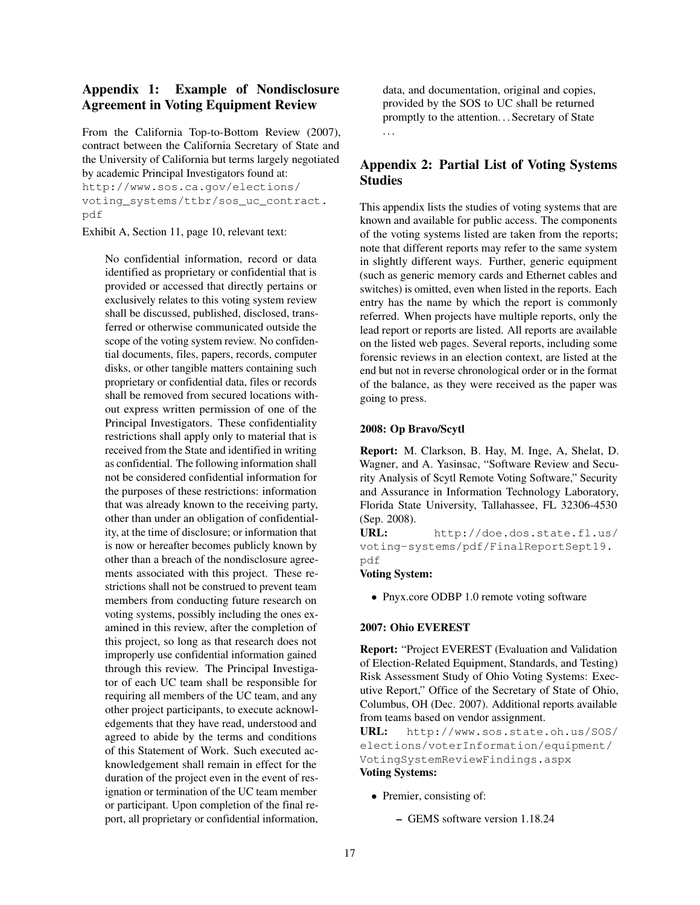## Appendix 1: Example of Nondisclosure Agreement in Voting Equipment Review

From the California Top-to-Bottom Review (2007), contract between the California Secretary of State and the University of California but terms largely negotiated by academic Principal Investigators found at: `http://www.sos.ca.gov/elections/voting_systems/ttbr/sos_uc_contract.pdf`

Exhibit A, Section 11, page 10, relevant text:

> No confidential information, record or data identified as proprietary or confidential that is provided or accessed that directly pertains or exclusively relates to this voting system review shall be discussed, published, disclosed, transferred or otherwise communicated outside the scope of the voting system review. No confidential documents, files, papers, records, computer disks, or other tangible matters containing such proprietary or confidential data, files or records shall be removed from secured locations without express written permission of one of the Principal Investigators. These confidentiality restrictions shall apply only to material that is received from the State and identified in writing as confidential. The following information shall not be considered confidential information for the purposes of these restrictions: information that was already known to the receiving party, other than under an obligation of confidentiality, at the time of disclosure; or information that is now or hereafter becomes publicly known by other than a breach of the nondisclosure agreements associated with this project. These restrictions shall not be construed to prevent team members from conducting future research on voting systems, possibly including the ones examined in this review, after the completion of this project, so long as that research does not improperly use confidential information gained through this review. The Principal Investigator of each UC team shall be responsible for requiring all members of the UC team, and any other project participants, to execute acknowledgements that they have read, understood and agreed to abide by the terms and conditions of this Statement of Work. Such executed acknowledgement shall remain in effect for the duration of the project even in the event of resignation or termination of the UC team member or participant. Upon completion of the final report, all proprietary or confidential information, data, and documentation, original and copies, provided by the SOS to UC shall be returned promptly to the attention. . . Secretary of State . . .

## Appendix 2: Partial List of Voting Systems Studies

This appendix lists the studies of voting systems that are known and available for public access. The components of the voting systems listed are taken from the reports; note that different reports may refer to the same system in slightly different ways. Further, generic equipment (such as generic memory cards and Ethernet cables and switches) is omitted, even when listed in the reports. Each entry has the name by which the report is commonly referred. When projects have multiple reports, only the lead report or reports are listed. All reports are available on the listed web pages. Several reports, including some forensic reviews in an election context, are listed at the end but not in reverse chronological order or in the format of the balance, as they were received as the paper was going to press.

#### 2008: Op Bravo/Scytl

**Report:** M. Clarkson, B. Hay, M. Inge, A, Shelat, D. Wagner, and A. Yasinsac, "Software Review and Security Analysis of Scytl Remote Voting Software," Security and Assurance in Information Technology Laboratory, Florida State University, Tallahassee, FL 32306-4530 (Sep. 2008).

**URL:** `http://doe.dos.state.fl.us/voting-systems/pdf/FinalReportSept19.pdf`

**Voting System:**

- Pnyx.core ODBP 1.0 remote voting software

#### 2007: Ohio EVEREST

**Report:** "Project EVEREST (Evaluation and Validation of Election-Related Equipment, Standards, and Testing) Risk Assessment Study of Ohio Voting Systems: Executive Report," Office of the Secretary of State of Ohio, Columbus, OH (Dec. 2007). Additional reports available from teams based on vendor assignment.

**URL:** `http://www.sos.state.oh.us/SOS/elections/voterInformation/equipment/VotingSystemReviewFindings.aspx`

**Voting Systems:**

- Premier, consisting of:
  - GEMS software version 1.18.24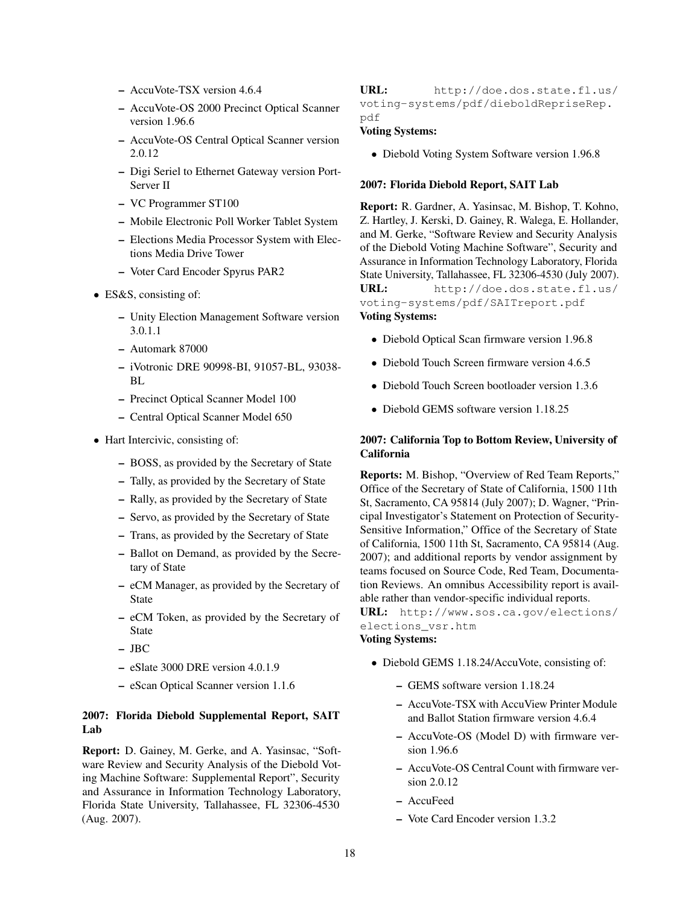- AccuVote-TSX version 4.6.4
  - AccuVote-OS 2000 Precinct Optical Scanner version 1.96.6
  - AccuVote-OS Central Optical Scanner version 2.0.12
  - Digi Seriel to Ethernet Gateway version PortServer II
  - VC Programmer ST100
  - Mobile Electronic Poll Worker Tablet System
  - Elections Media Processor System with Elections Media Drive Tower
  - Voter Card Encoder Spyrus PAR2
- ES&S, consisting of:
  - Unity Election Management Software version 3.0.1.1
  - Automark 87000
  - iVotronic DRE 90998-BI, 91057-BL, 93038-BL
  - Precinct Optical Scanner Model 100
  - Central Optical Scanner Model 650
- Hart Intercivic, consisting of:
  - BOSS, as provided by the Secretary of State
  - Tally, as provided by the Secretary of State
  - Rally, as provided by the Secretary of State
  - Servo, as provided by the Secretary of State
  - Trans, as provided by the Secretary of State
  - Ballot on Demand, as provided by the Secretary of State
  - eCM Manager, as provided by the Secretary of State
  - eCM Token, as provided by the Secretary of State
  - JBC
  - eSlate 3000 DRE version 4.0.1.9
  - eScan Optical Scanner version 1.1.6

### 2007: Florida Diebold Supplemental Report, SAIT Lab

**Report:** D. Gainey, M. Gerke, and A. Yasinsac, "Software Review and Security Analysis of the Diebold Voting Machine Software: Supplemental Report", Security and Assurance in Information Technology Laboratory, Florida State University, Tallahassee, FL 32306-4530 (Aug. 2007).
**URL:** `http://doe.dos.state.fl.us/voting-systems/pdf/dieboldRepriseRep.pdf`
**Voting Systems:**

- Diebold Voting System Software version 1.96.8

### 2007: Florida Diebold Report, SAIT Lab

**Report:** R. Gardner, A. Yasinsac, M. Bishop, T. Kohno, Z. Hartley, J. Kerski, D. Gainey, R. Walega, E. Hollander, and M. Gerke, "Software Review and Security Analysis of the Diebold Voting Machine Software", Security and Assurance in Information Technology Laboratory, Florida State University, Tallahassee, FL 32306-4530 (July 2007).
**URL:** `http://doe.dos.state.fl.us/voting-systems/pdf/SAITreport.pdf`
**Voting Systems:**

- Diebold Optical Scan firmware version 1.96.8
- Diebold Touch Screen firmware version 4.6.5
- Diebold Touch Screen bootloader version 1.3.6
- Diebold GEMS software version 1.18.25

### 2007: California Top to Bottom Review, University of California

**Reports:** M. Bishop, "Overview of Red Team Reports," Office of the Secretary of State of California, 1500 11th St, Sacramento, CA 95814 (July 2007); D. Wagner, "Principal Investigator's Statement on Protection of Security-Sensitive Information," Office of the Secretary of State of California, 1500 11th St, Sacramento, CA 95814 (Aug. 2007); and additional reports by vendor assignment by teams focused on Source Code, Red Team, Documentation Reviews. An omnibus Accessibility report is available rather than vendor-specific individual reports.
**URL:** `http://www.sos.ca.gov/elections/elections_vsr.htm`
**Voting Systems:**

- Diebold GEMS 1.18.24/AccuVote, consisting of:
  - GEMS software version 1.18.24
  - AccuVote-TSX with AccuView Printer Module and Ballot Station firmware version 4.6.4
  - AccuVote-OS (Model D) with firmware version 1.96.6
  - AccuVote-OS Central Count with firmware version 2.0.12
  - AccuFeed
  - Vote Card Encoder version 1.3.2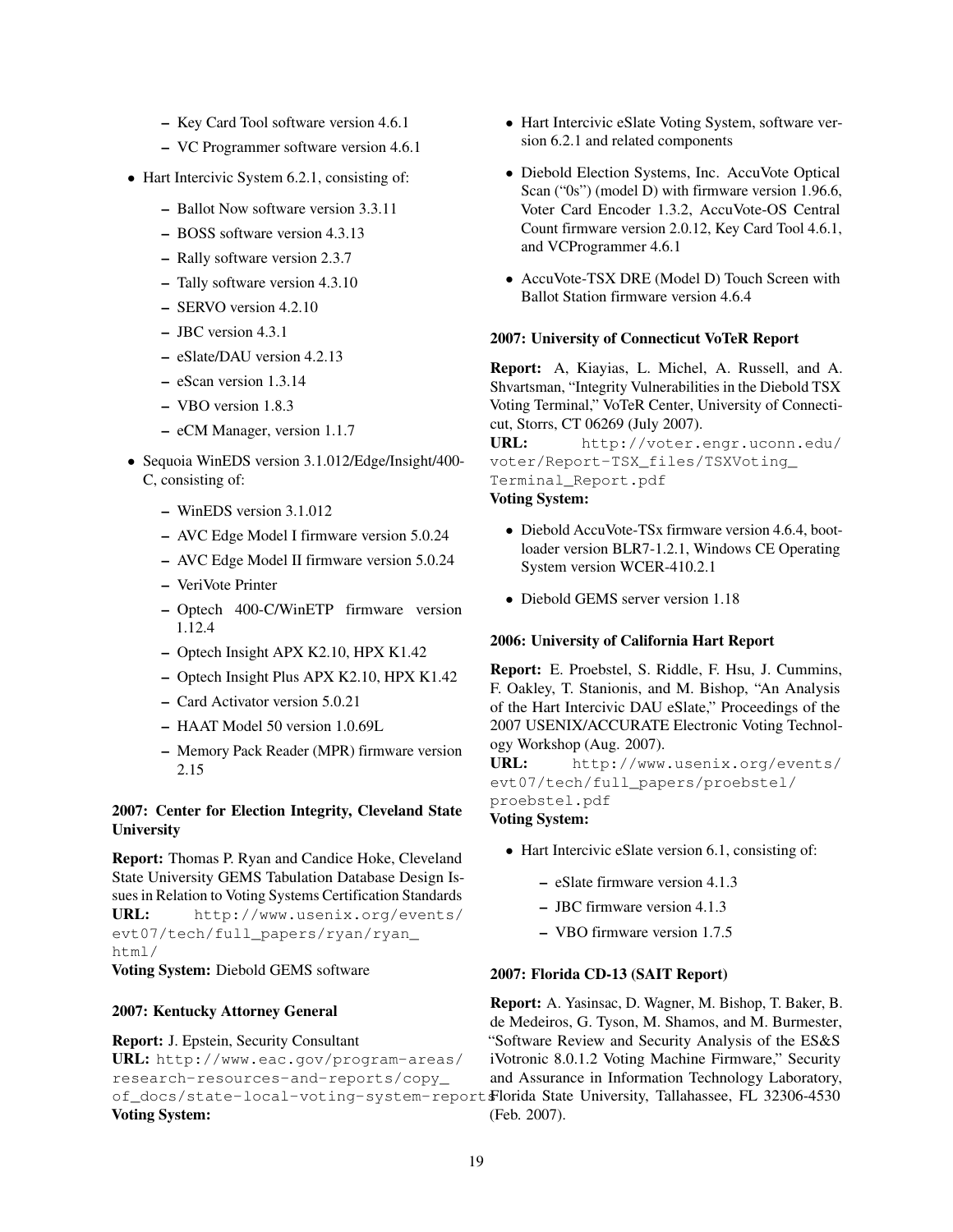- Key Card Tool software version 4.6.1
- VC Programmer software version 4.6.1

- Hart Intercivic System 6.2.1, consisting of:
  - Ballot Now software version 3.3.11
  - BOSS software version 4.3.13
  - Rally software version 2.3.7
  - Tally software version 4.3.10
  - SERVO version 4.2.10
  - JBC version 4.3.1
  - eSlate/DAU version 4.2.13
  - eScan version 1.3.14
  - VBO version 1.8.3
  - eCM Manager, version 1.1.7
- Sequoia WinEDS version 3.1.012/Edge/Insight/400-C, consisting of:
  - WinEDS version 3.1.012
  - AVC Edge Model I firmware version 5.0.24
  - AVC Edge Model II firmware version 5.0.24
  - VeriVote Printer
  - Optech 400-C/WinETP firmware version 1.12.4
  - Optech Insight APX K2.10, HPX K1.42
  - Optech Insight Plus APX K2.10, HPX K1.42
  - Card Activator version 5.0.21
  - HAAT Model 50 version 1.0.69L
  - Memory Pack Reader (MPR) firmware version 2.15

#### 2007: Center for Election Integrity, Cleveland State University

**Report:** Thomas P. Ryan and Candice Hoke, Cleveland State University GEMS Tabulation Database Design Issues in Relation to Voting Systems Certification Standards
**URL:** http://www.usenix.org/events/evt07/tech/full_papers/ryan/ryan_html/
**Voting System:** Diebold GEMS software

#### 2007: Kentucky Attorney General

**Report:** J. Epstein, Security Consultant
**URL:** http://www.eac.gov/program-areas/research-resources-and-reports/copy_of_docs/state-local-voting-system-reports
**Voting System:**

- Hart Intercivic eSlate Voting System, software version 6.2.1 and related components
- Diebold Election Systems, Inc. AccuVote Optical Scan ("0s") (model D) with firmware version 1.96.6, Voter Card Encoder 1.3.2, AccuVote-OS Central Count firmware version 2.0.12, Key Card Tool 4.6.1, and VCProgrammer 4.6.1
- AccuVote-TSX DRE (Model D) Touch Screen with Ballot Station firmware version 4.6.4

#### 2007: University of Connecticut VoTeR Report

**Report:** A, Kiayias, L. Michel, A. Russell, and A. Shvartsman, "Integrity Vulnerabilities in the Diebold TSX Voting Terminal," VoTeR Center, University of Connecticut, Storrs, CT 06269 (July 2007).
**URL:** http://voter.engr.uconn.edu/voter/Report-TSX_files/TSXVoting_Terminal_Report.pdf
**Voting System:**

- Diebold AccuVote-TSx firmware version 4.6.4, bootloader version BLR7-1.2.1, Windows CE Operating System version WCER-410.2.1
- Diebold GEMS server version 1.18

#### 2006: University of California Hart Report

**Report:** E. Proebstel, S. Riddle, F. Hsu, J. Cummins, F. Oakley, T. Stanionis, and M. Bishop, "An Analysis of the Hart Intercivic DAU eSlate," Proceedings of the 2007 USENIX/ACCURATE Electronic Voting Technology Workshop (Aug. 2007).
**URL:** http://www.usenix.org/events/evt07/tech/full_papers/proebstel/proebstel.pdf
**Voting System:**

- Hart Intercivic eSlate version 6.1, consisting of:
  - eSlate firmware version 4.1.3
  - JBC firmware version 4.1.3
  - VBO firmware version 1.7.5

#### 2007: Florida CD-13 (SAIT Report)

**Report:** A. Yasinsac, D. Wagner, M. Bishop, T. Baker, B. de Medeiros, G. Tyson, M. Shamos, and M. Burmester, "Software Review and Security Analysis of the ES&S iVotronic 8.0.1.2 Voting Machine Firmware," Security and Assurance in Information Technology Laboratory, Florida State University, Tallahassee, FL 32306-4530 (Feb. 2007).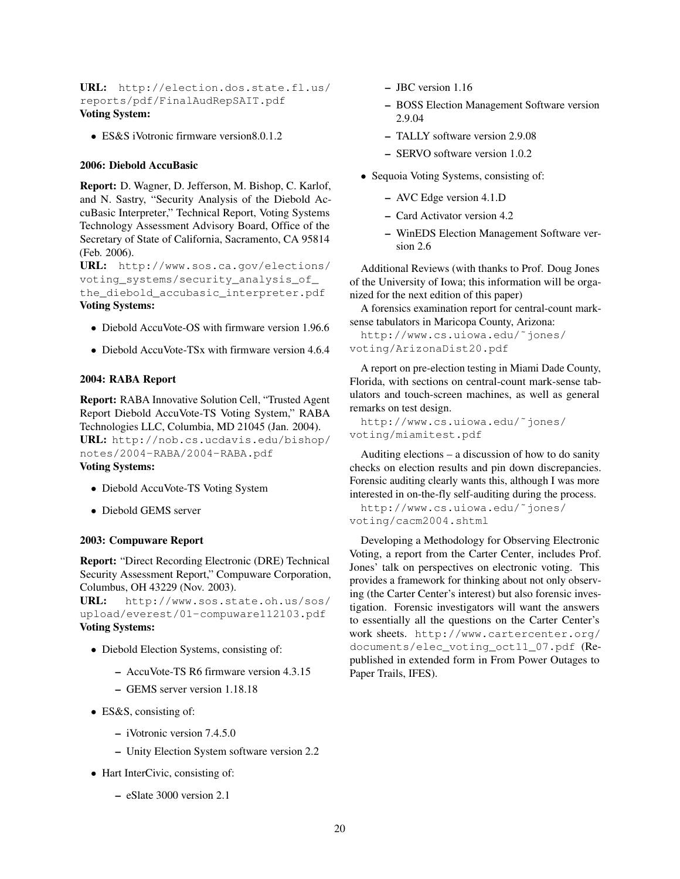**URL:** http://election.dos.state.fl.us/reports/pdf/FinalAudRepSAIT.pdf
**Voting System:**

- ES&S iVotronic firmware version8.0.1.2

### 2006: Diebold AccuBasic

**Report:** D. Wagner, D. Jefferson, M. Bishop, C. Karlof, and N. Sastry, "Security Analysis of the Diebold AccuBasic Interpreter," Technical Report, Voting Systems Technology Assessment Advisory Board, Office of the Secretary of State of California, Sacramento, CA 95814 (Feb. 2006).
**URL:** http://www.sos.ca.gov/elections/voting_systems/security_analysis_of_the_diebold_accubasic_interpreter.pdf
**Voting Systems:**

- Diebold AccuVote-OS with firmware version 1.96.6
- Diebold AccuVote-TSx with firmware version 4.6.4

### 2004: RABA Report

**Report:** RABA Innovative Solution Cell, "Trusted Agent Report Diebold AccuVote-TS Voting System," RABA Technologies LLC, Columbia, MD 21045 (Jan. 2004).
**URL:** http://nob.cs.ucdavis.edu/bishop/notes/2004-RABA/2004-RABA.pdf
**Voting Systems:**

- Diebold AccuVote-TS Voting System
- Diebold GEMS server

### 2003: Compuware Report

**Report:** "Direct Recording Electronic (DRE) Technical Security Assessment Report," Compuware Corporation, Columbus, OH 43229 (Nov. 2003).
**URL:** http://www.sos.state.oh.us/sos/upload/everest/01-compuware112103.pdf
**Voting Systems:**

- Diebold Election Systems, consisting of:
  - AccuVote-TS R6 firmware version 4.3.15
  - GEMS server version 1.18.18
- ES&S, consisting of:
  - iVotronic version 7.4.5.0
  - Unity Election System software version 2.2
- Hart InterCivic, consisting of:
  - eSlate 3000 version 2.1
  - JBC version 1.16
  - BOSS Election Management Software version 2.9.04
  - TALLY software version 2.9.08
  - SERVO software version 1.0.2
- Sequoia Voting Systems, consisting of:
  - AVC Edge version 4.1.D
  - Card Activator version 4.2
  - WinEDS Election Management Software version 2.6

Additional Reviews (with thanks to Prof. Doug Jones of the University of Iowa; this information will be organized for the next edition of this paper)

A forensics examination report for central-count mark-sense tabulators in Maricopa County, Arizona:
http://www.cs.uiowa.edu/~jones/voting/ArizonaDist20.pdf

A report on pre-election testing in Miami Dade County, Florida, with sections on central-count mark-sense tabulators and touch-screen machines, as well as general remarks on test design.
http://www.cs.uiowa.edu/~jones/voting/miamitest.pdf

Auditing elections – a discussion of how to do sanity checks on election results and pin down discrepancies. Forensic auditing clearly wants this, although I was more interested in on-the-fly self-auditing during the process.
http://www.cs.uiowa.edu/~jones/voting/cacm2004.shtml

Developing a Methodology for Observing Electronic Voting, a report from the Carter Center, includes Prof. Jones' talk on perspectives on electronic voting. This provides a framework for thinking about not only observing (the Carter Center's interest) but also forensic investigation. Forensic investigators will want the answers to essentially all the questions on the Carter Center's work sheets. http://www.cartercenter.org/documents/elec_voting_oct11_07.pdf (Republished in extended form in From Power Outages to Paper Trails, IFES).